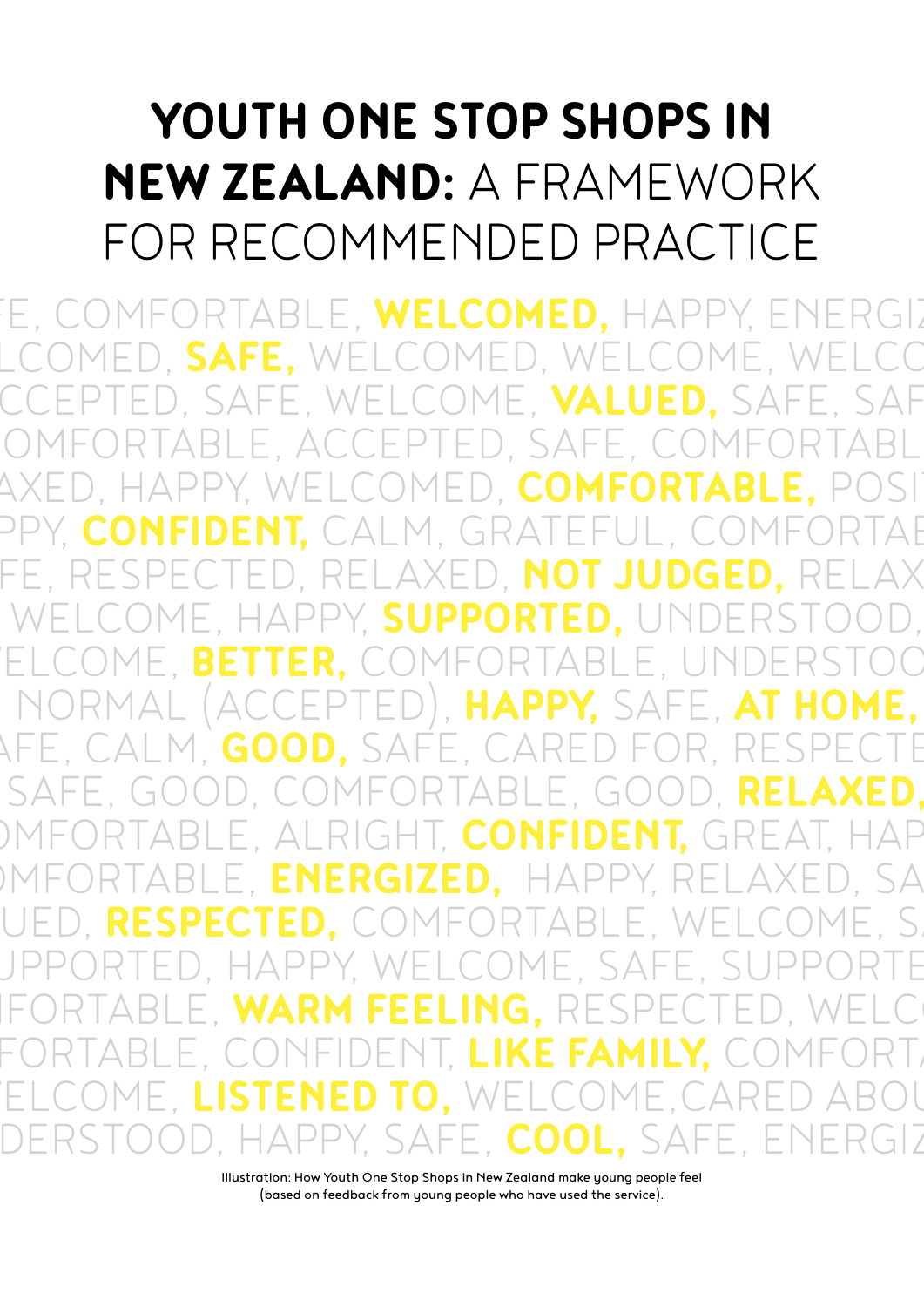# YOUTH ONE STOP SHOPS IN NEW ZEALAND: A FRAMEWORK FOR RECOMMENDED PRACTICE

FE, COMFORTABLE, **WELCOMED,** HAPPY, ENERGIZ
LCOMED, **SAFE,** WELCOMED, WELCOME, WELCO
CCEPTED, SAFE, WELCOME, **VALUED,** SAFE, SAF
OMFORTABLE, ACCEPTED, SAFE, COMFORTABL
AXED, HAPPY, WELCOMED, **COMFORTABLE,** POSI
PPY, **CONFIDENT,** CALM, GRATEFUL, COMFORTAB
FE, RESPECTED, RELAXED, **NOT JUDGED,** RELAX
WELCOME, HAPPY, **SUPPORTED,** UNDERSTOOD,
ELCOME, **BETTER,** COMFORTABLE, UNDERSTOO
NORMAL (ACCEPTED), **HAPPY,** SAFE, **AT HOME,**
AFE, CALM, **GOOD,** SAFE, CARED FOR, RESPECTE
SAFE, GOOD, COMFORTABLE, GOOD, **RELAXED,**
OMFORTABLE, ALRIGHT, **CONFIDENT,** GREAT, HAP
OMFORTABLE, **ENERGIZED,** HAPPY, RELAXED, SA
UED, **RESPECTED,** COMFORTABLE, WELCOME, S
UPPORTED, HAPPY, WELCOME, SAFE, SUPPORTE
IFORTABLE, **WARM FEELING,** RESPECTED, WELC
FORTABLE, CONFIDENT, **LIKE FAMILY,** COMFORT
ELCOME, **LISTENED TO,** WELCOME, CARED ABOU
DERSTOOD, HAPPY, SAFE, **COOL,** SAFE, ENERGIZ

Illustration: How Youth One Stop Shops in New Zealand make young people feel (based on feedback from young people who have used the service).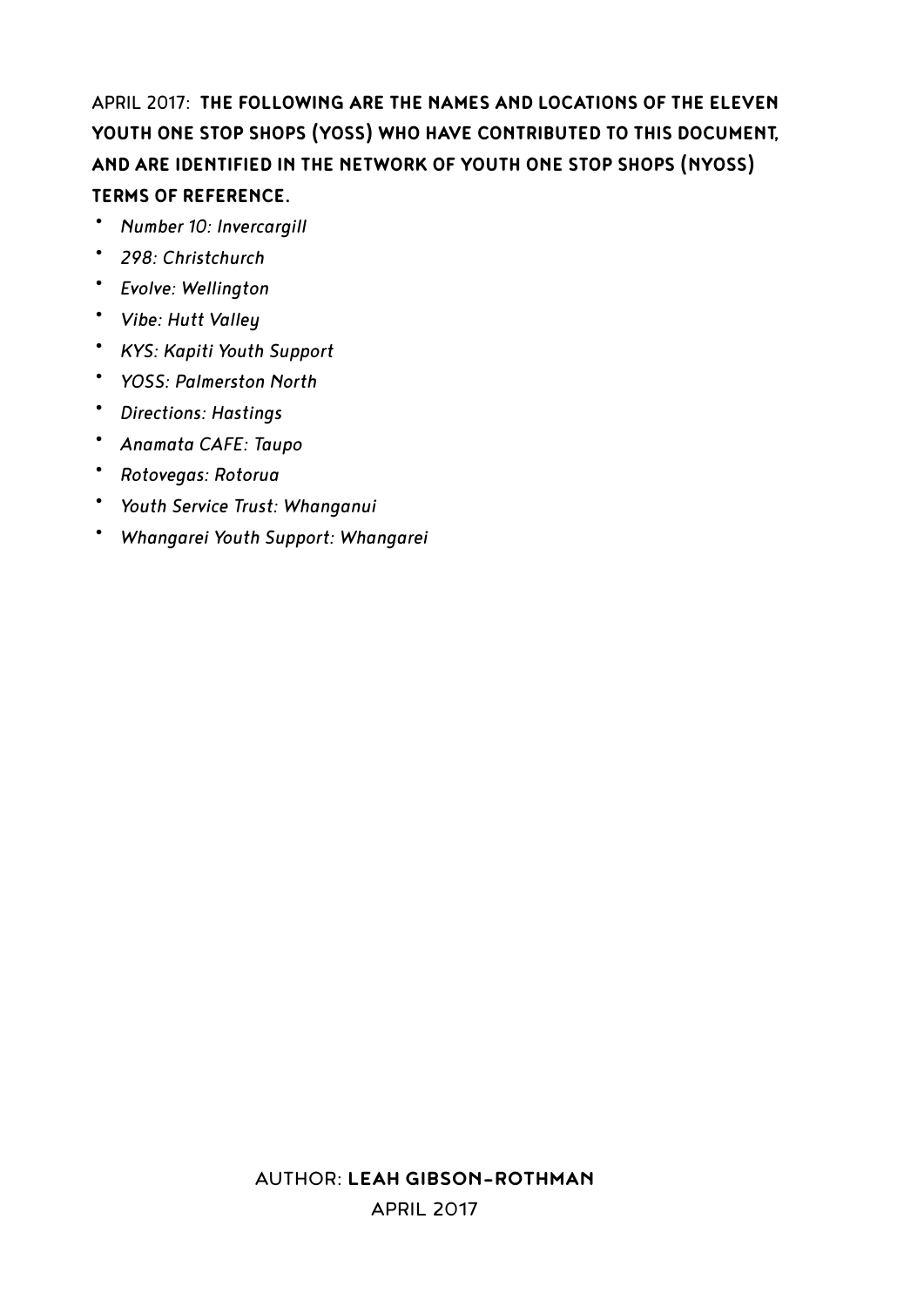APRIL 2017: **THE FOLLOWING ARE THE NAMES AND LOCATIONS OF THE ELEVEN YOUTH ONE STOP SHOPS (YOSS) WHO HAVE CONTRIBUTED TO THIS DOCUMENT, AND ARE IDENTIFIED IN THE NETWORK OF YOUTH ONE STOP SHOPS (NYOSS) TERMS OF REFERENCE.**

- *Number 10: Invercargill*
- *298: Christchurch*
- *Evolve: Wellington*
- *Vibe: Hutt Valley*
- *KYS: Kapiti Youth Support*
- *YOSS: Palmerston North*
- *Directions: Hastings*
- *Anamata CAFE: Taupo*
- *Rotovegas: Rotorua*
- *Youth Service Trust: Whanganui*
- *Whangarei Youth Support: Whangarei*

AUTHOR: **LEAH GIBSON-ROTHMAN**

APRIL 2017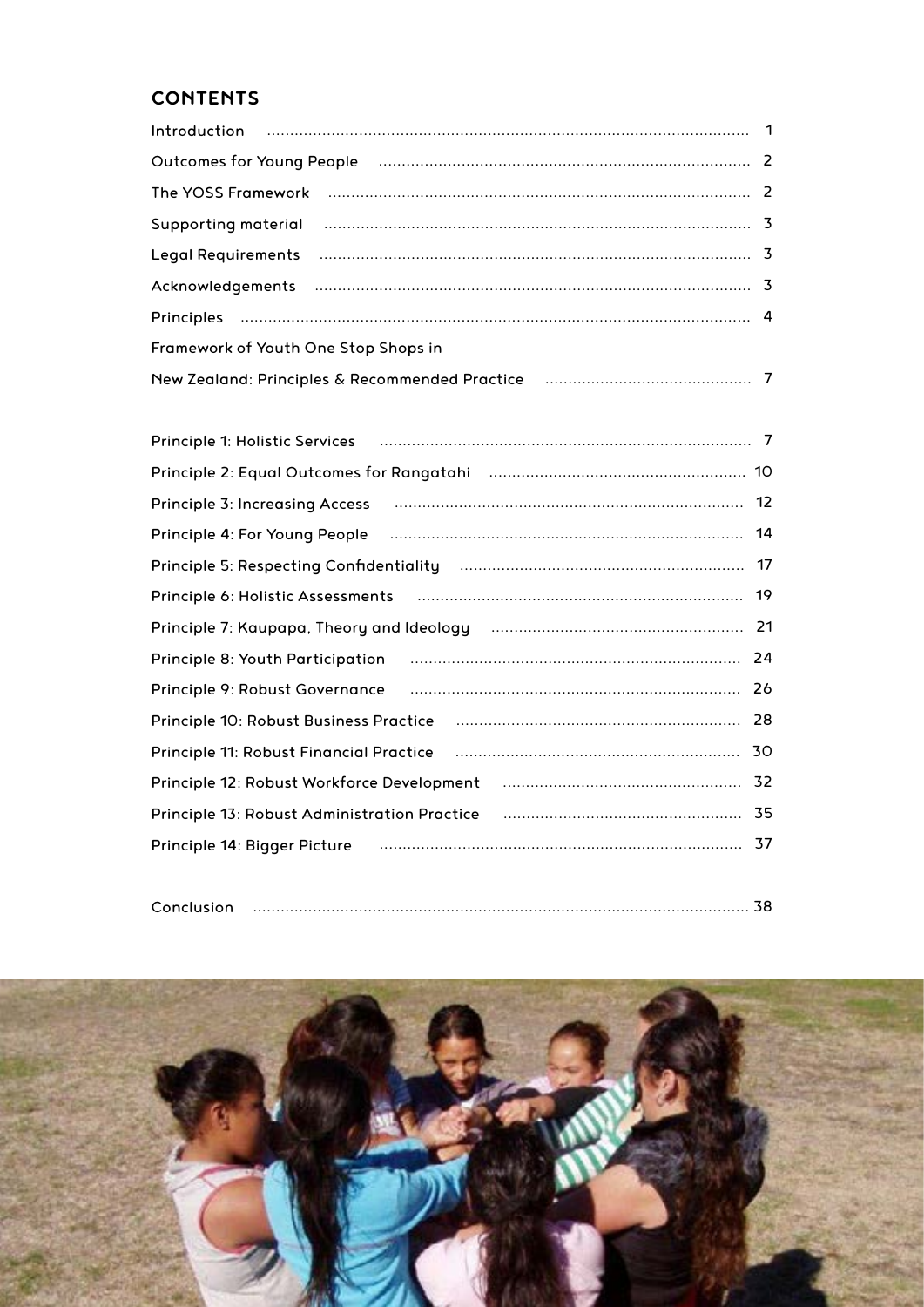## CONTENTS

| | |
|---|---|
| Introduction | 1 |
| Outcomes for Young People | 2 |
| The YOSS Framework | 2 |
| Supporting material | 3 |
| Legal Requirements | 3 |
| Acknowledgements | 3 |
| Principles | 4 |
| Framework of Youth One Stop Shops in New Zealand: Principles & Recommended Practice | 7 |
| | |
| Principle 1: Holistic Services | 7 |
| Principle 2: Equal Outcomes for Rangatahi | 10 |
| Principle 3: Increasing Access | 12 |
| Principle 4: For Young People | 14 |
| Principle 5: Respecting Confidentiality | 17 |
| Principle 6: Holistic Assessments | 19 |
| Principle 7: Kaupapa, Theory and Ideology | 21 |
| Principle 8: Youth Participation | 24 |
| Principle 9: Robust Governance | 26 |
| Principle 10: Robust Business Practice | 28 |
| Principle 11: Robust Financial Practice | 30 |
| Principle 12: Robust Workforce Development | 32 |
| Principle 13: Robust Administration Practice | 35 |
| Principle 14: Bigger Picture | 37 |
| | |
| Conclusion | 38 |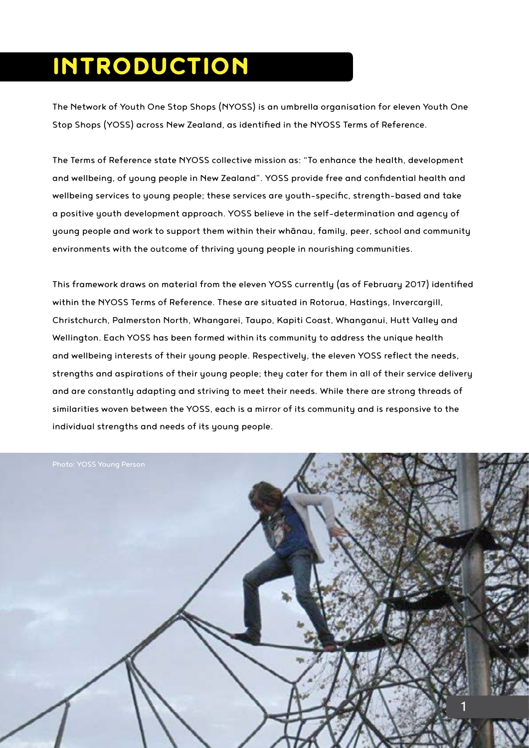# INTRODUCTION

The Network of Youth One Stop Shops (NYOSS) is an umbrella organisation for eleven Youth One Stop Shops (YOSS) across New Zealand, as identified in the NYOSS Terms of Reference.

The Terms of Reference state NYOSS collective mission as: "To enhance the health, development and wellbeing, of young people in New Zealand". YOSS provide free and confidential health and wellbeing services to young people; these services are youth-specific, strength-based and take a positive youth development approach. YOSS believe in the self-determination and agency of young people and work to support them within their whānau, family, peer, school and community environments with the outcome of thriving young people in nourishing communities.

This framework draws on material from the eleven YOSS currently (as of February 2017) identified within the NYOSS Terms of Reference. These are situated in Rotorua, Hastings, Invercargill, Christchurch, Palmerston North, Whangarei, Taupo, Kapiti Coast, Whanganui, Hutt Valley and Wellington. Each YOSS has been formed within its community to address the unique health and wellbeing interests of their young people. Respectively, the eleven YOSS reflect the needs, strengths and aspirations of their young people; they cater for them in all of their service delivery and are constantly adapting and striving to meet their needs. While there are strong threads of similarities woven between the YOSS, each is a mirror of its community and is responsive to the individual strengths and needs of its young people.

Photo: YOSS Young Person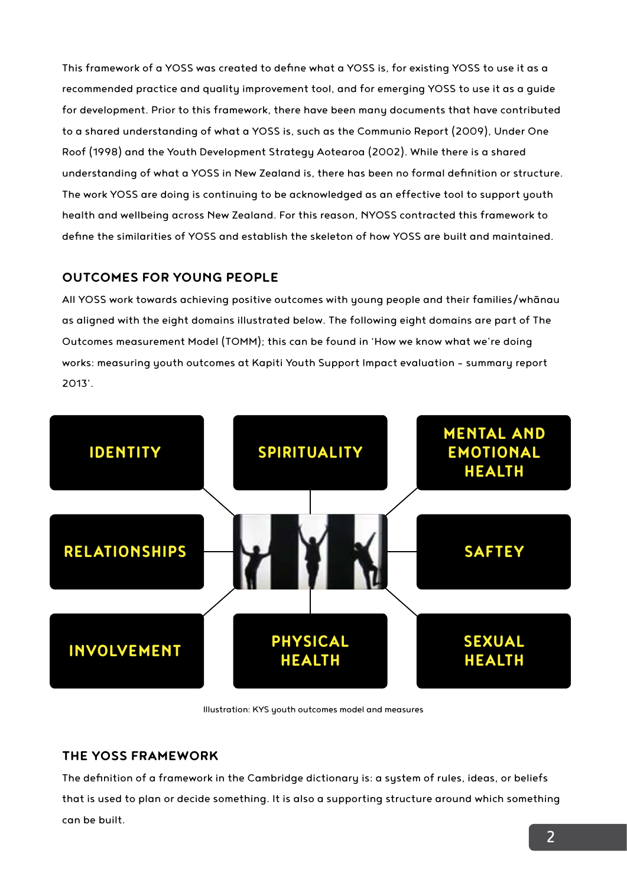This framework of a YOSS was created to define what a YOSS is, for existing YOSS to use it as a recommended practice and quality improvement tool, and for emerging YOSS to use it as a guide for development. Prior to this framework, there have been many documents that have contributed to a shared understanding of what a YOSS is, such as the Communio Report (2009), Under One Roof (1998) and the Youth Development Strategy Aotearoa (2002). While there is a shared understanding of what a YOSS in New Zealand is, there has been no formal definition or structure. The work YOSS are doing is continuing to be acknowledged as an effective tool to support youth health and wellbeing across New Zealand. For this reason, NYOSS contracted this framework to define the similarities of YOSS and establish the skeleton of how YOSS are built and maintained.

## OUTCOMES FOR YOUNG PEOPLE

All YOSS work towards achieving positive outcomes with young people and their families/whānau as aligned with the eight domains illustrated below. The following eight domains are part of The Outcomes measurement Model (TOMM); this can be found in 'How we know what we're doing works: measuring youth outcomes at Kapiti Youth Support Impact evaluation - summary report 2013'.

- IDENTITY
- SPIRITUALITY
- MENTAL AND EMOTIONAL HEALTH
- RELATIONSHIPS
- SAFTEY
- INVOLVEMENT
- PHYSICAL HEALTH
- SEXUAL HEALTH

Illustration: KYS youth outcomes model and measures

## THE YOSS FRAMEWORK

The definition of a framework in the Cambridge dictionary is: a system of rules, ideas, or beliefs that is used to plan or decide something. It is also a supporting structure around which something can be built.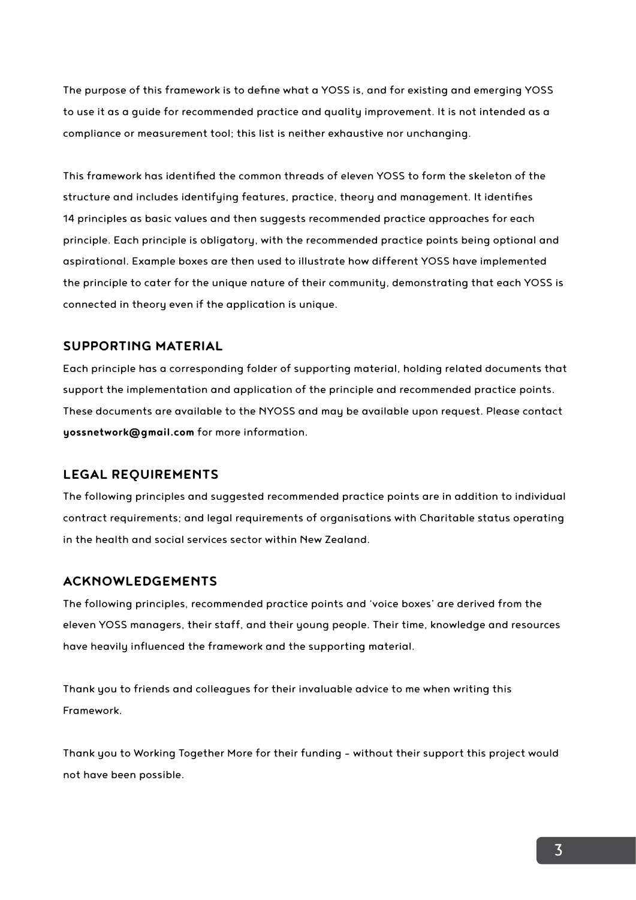The purpose of this framework is to define what a YOSS is, and for existing and emerging YOSS to use it as a guide for recommended practice and quality improvement. It is not intended as a compliance or measurement tool; this list is neither exhaustive nor unchanging.

This framework has identified the common threads of eleven YOSS to form the skeleton of the structure and includes identifying features, practice, theory and management. It identifies 14 principles as basic values and then suggests recommended practice approaches for each principle. Each principle is obligatory, with the recommended practice points being optional and aspirational. Example boxes are then used to illustrate how different YOSS have implemented the principle to cater for the unique nature of their community, demonstrating that each YOSS is connected in theory even if the application is unique.

## SUPPORTING MATERIAL

Each principle has a corresponding folder of supporting material, holding related documents that support the implementation and application of the principle and recommended practice points. These documents are available to the NYOSS and may be available upon request. Please contact **yossnetwork@gmail.com** for more information.

## LEGAL REQUIREMENTS

The following principles and suggested recommended practice points are in addition to individual contract requirements; and legal requirements of organisations with Charitable status operating in the health and social services sector within New Zealand.

## ACKNOWLEDGEMENTS

The following principles, recommended practice points and 'voice boxes' are derived from the eleven YOSS managers, their staff, and their young people. Their time, knowledge and resources have heavily influenced the framework and the supporting material.

Thank you to friends and colleagues for their invaluable advice to me when writing this Framework.

Thank you to Working Together More for their funding – without their support this project would not have been possible.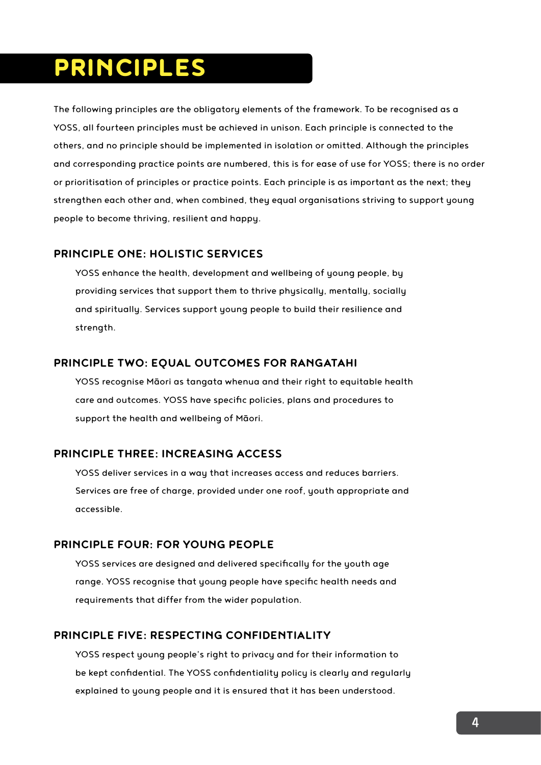# PRINCIPLES

The following principles are the obligatory elements of the framework. To be recognised as a YOSS, all fourteen principles must be achieved in unison. Each principle is connected to the others, and no principle should be implemented in isolation or omitted. Although the principles and corresponding practice points are numbered, this is for ease of use for YOSS; there is no order or prioritisation of principles or practice points. Each principle is as important as the next; they strengthen each other and, when combined, they equal organisations striving to support young people to become thriving, resilient and happy.

### PRINCIPLE ONE: HOLISTIC SERVICES

YOSS enhance the health, development and wellbeing of young people, by providing services that support them to thrive physically, mentally, socially and spiritually. Services support young people to build their resilience and strength.

### PRINCIPLE TWO: EQUAL OUTCOMES FOR RANGATAHI

YOSS recognise Māori as tangata whenua and their right to equitable health care and outcomes. YOSS have specific policies, plans and procedures to support the health and wellbeing of Māori.

### PRINCIPLE THREE: INCREASING ACCESS

YOSS deliver services in a way that increases access and reduces barriers. Services are free of charge, provided under one roof, youth appropriate and accessible.

### PRINCIPLE FOUR: FOR YOUNG PEOPLE

YOSS services are designed and delivered specifically for the youth age range. YOSS recognise that young people have specific health needs and requirements that differ from the wider population.

### PRINCIPLE FIVE: RESPECTING CONFIDENTIALITY

YOSS respect young people's right to privacy and for their information to be kept confidential. The YOSS confidentiality policy is clearly and regularly explained to young people and it is ensured that it has been understood.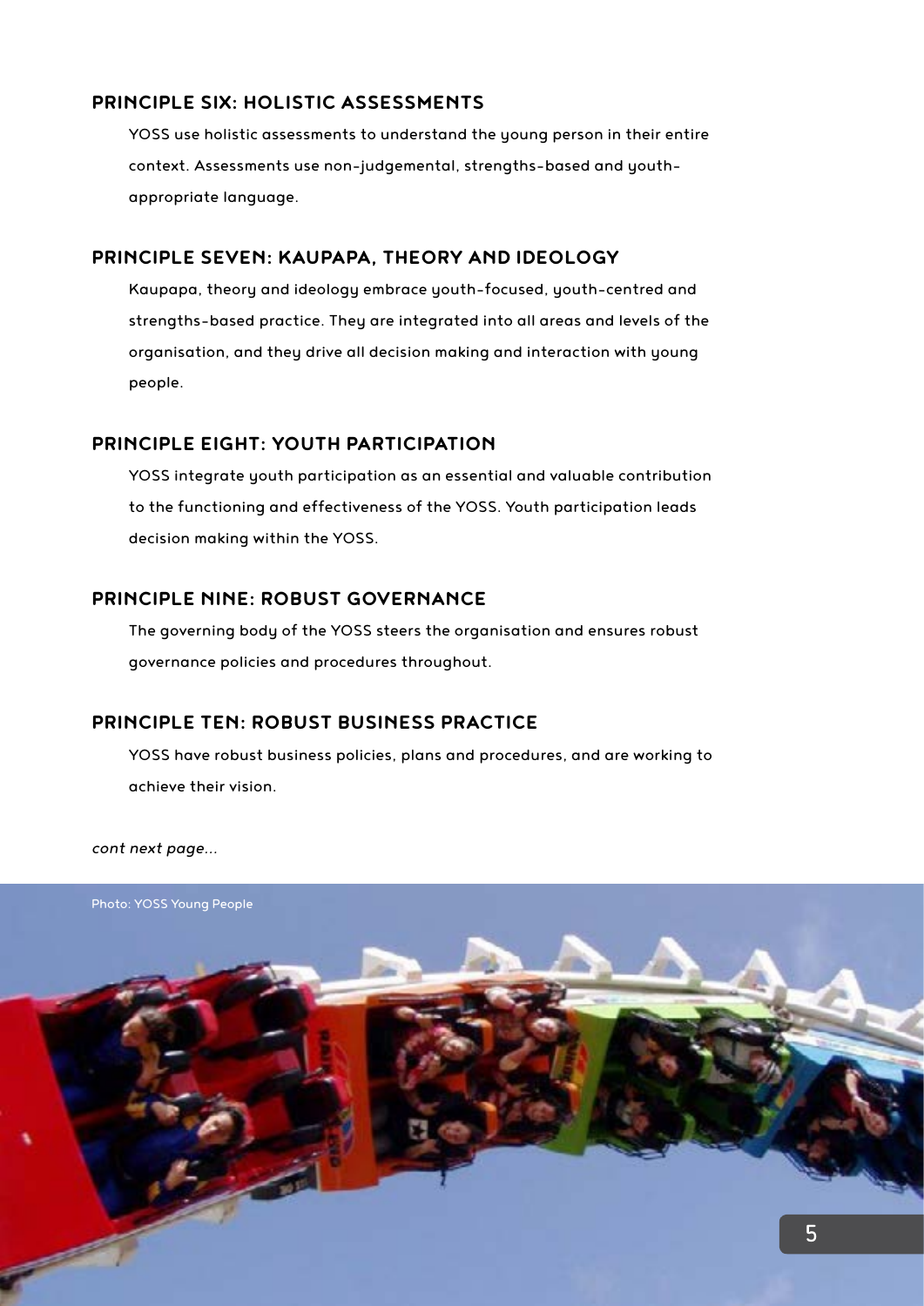## PRINCIPLE SIX: HOLISTIC ASSESSMENTS

YOSS use holistic assessments to understand the young person in their entire context. Assessments use non-judgemental, strengths-based and youth-appropriate language.

## PRINCIPLE SEVEN: KAUPAPA, THEORY AND IDEOLOGY

Kaupapa, theory and ideology embrace youth-focused, youth-centred and strengths-based practice. They are integrated into all areas and levels of the organisation, and they drive all decision making and interaction with young people.

## PRINCIPLE EIGHT: YOUTH PARTICIPATION

YOSS integrate youth participation as an essential and valuable contribution to the functioning and effectiveness of the YOSS. Youth participation leads decision making within the YOSS.

## PRINCIPLE NINE: ROBUST GOVERNANCE

The governing body of the YOSS steers the organisation and ensures robust governance policies and procedures throughout.

## PRINCIPLE TEN: ROBUST BUSINESS PRACTICE

YOSS have robust business policies, plans and procedures, and are working to achieve their vision.

*cont next page...*

Photo: YOSS Young People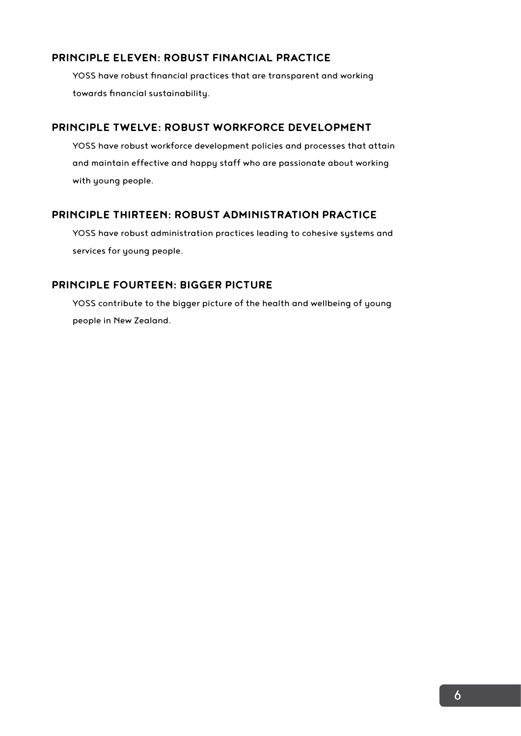### PRINCIPLE ELEVEN: ROBUST FINANCIAL PRACTICE

YOSS have robust financial practices that are transparent and working towards financial sustainability.

### PRINCIPLE TWELVE: ROBUST WORKFORCE DEVELOPMENT

YOSS have robust workforce development policies and processes that attain and maintain effective and happy staff who are passionate about working with young people.

### PRINCIPLE THIRTEEN: ROBUST ADMINISTRATION PRACTICE

YOSS have robust administration practices leading to cohesive systems and services for young people.

### PRINCIPLE FOURTEEN: BIGGER PICTURE

YOSS contribute to the bigger picture of the health and wellbeing of young people in New Zealand.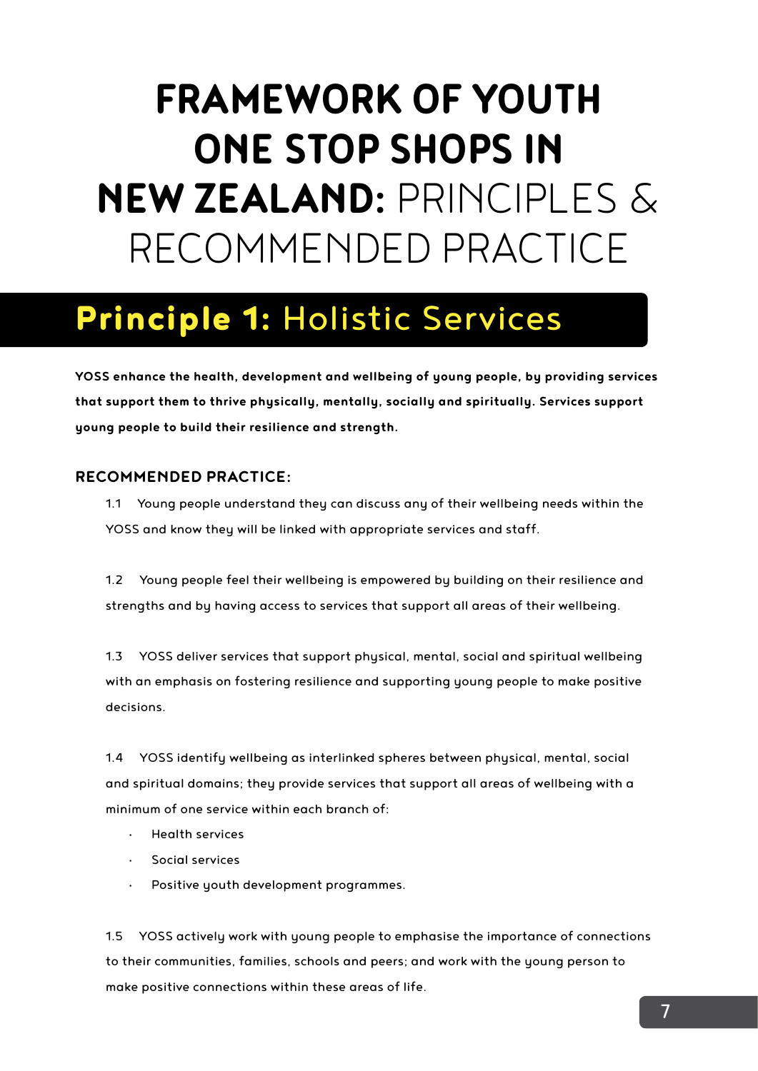# FRAMEWORK OF YOUTH ONE STOP SHOPS IN NEW ZEALAND: PRINCIPLES & RECOMMENDED PRACTICE

## Principle 1: Holistic Services

**YOSS enhance the health, development and wellbeing of young people, by providing services that support them to thrive physically, mentally, socially and spiritually. Services support young people to build their resilience and strength.**

### RECOMMENDED PRACTICE:

1.1 Young people understand they can discuss any of their wellbeing needs within the YOSS and know they will be linked with appropriate services and staff.

1.2 Young people feel their wellbeing is empowered by building on their resilience and strengths and by having access to services that support all areas of their wellbeing.

1.3 YOSS deliver services that support physical, mental, social and spiritual wellbeing with an emphasis on fostering resilience and supporting young people to make positive decisions.

1.4 YOSS identify wellbeing as interlinked spheres between physical, mental, social and spiritual domains; they provide services that support all areas of wellbeing with a minimum of one service within each branch of:

- Health services
- Social services
- Positive youth development programmes.

1.5 YOSS actively work with young people to emphasise the importance of connections to their communities, families, schools and peers; and work with the young person to make positive connections within these areas of life.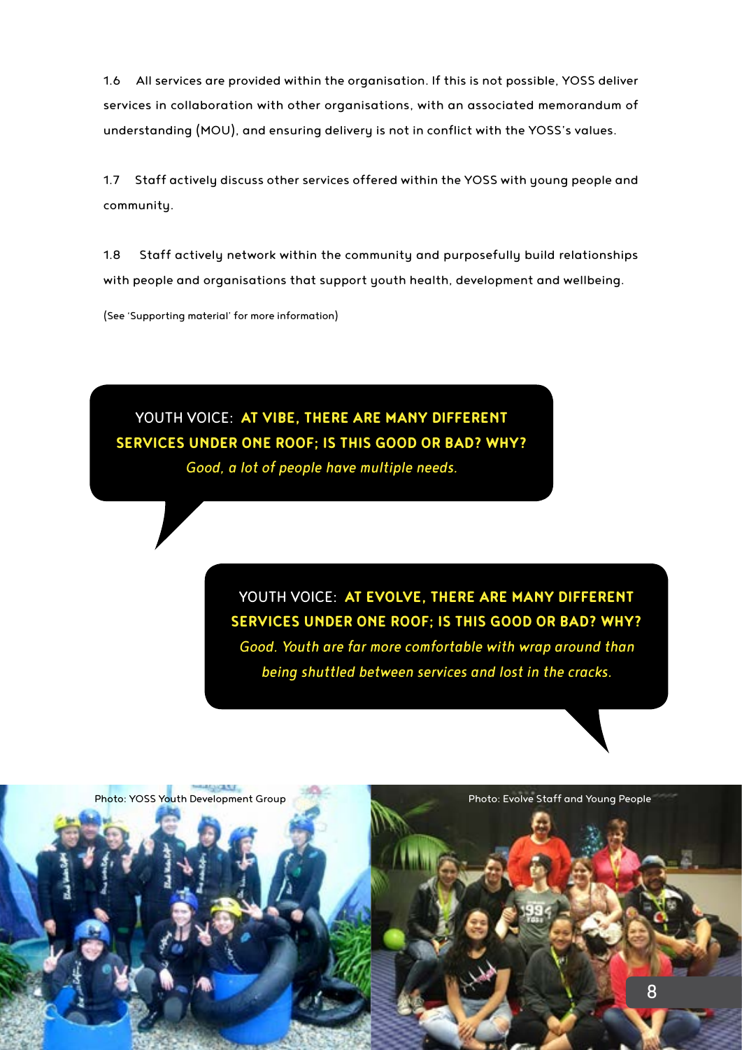1.6 All services are provided within the organisation. If this is not possible, YOSS deliver services in collaboration with other organisations, with an associated memorandum of understanding (MOU), and ensuring delivery is not in conflict with the YOSS's values.

1.7 Staff actively discuss other services offered within the YOSS with young people and community.

1.8 Staff actively network within the community and purposefully build relationships with people and organisations that support youth health, development and wellbeing.

(See 'Supporting material' for more information)

YOUTH VOICE: **AT VIBE, THERE ARE MANY DIFFERENT SERVICES UNDER ONE ROOF; IS THIS GOOD OR BAD? WHY?**
*Good, a lot of people have multiple needs.*

YOUTH VOICE: **AT EVOLVE, THERE ARE MANY DIFFERENT SERVICES UNDER ONE ROOF; IS THIS GOOD OR BAD? WHY?**
*Good. Youth are far more comfortable with wrap around than being shuttled between services and lost in the cracks.*

Photo: YOSS Youth Development Group

Photo: Evolve Staff and Young People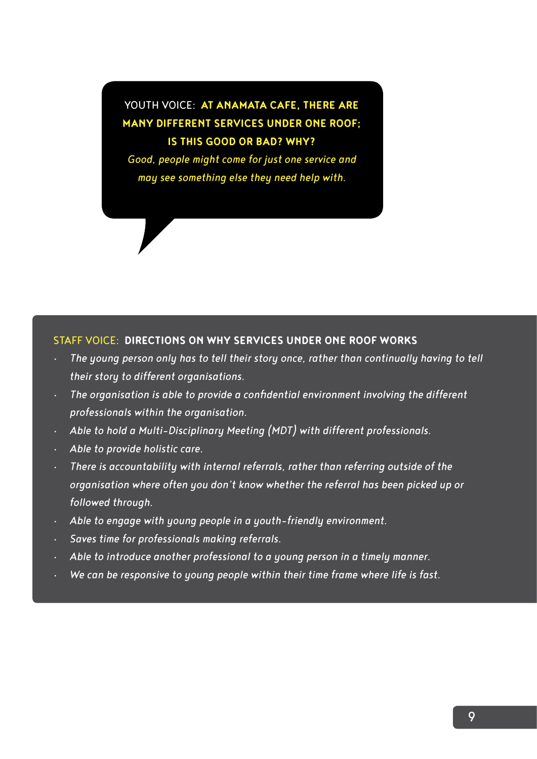YOUTH VOICE: **AT ANAMATA CAFE, THERE ARE MANY DIFFERENT SERVICES UNDER ONE ROOF; IS THIS GOOD OR BAD? WHY?**

*Good, people might come for just one service and may see something else they need help with.*

STAFF VOICE: **DIRECTIONS ON WHY SERVICES UNDER ONE ROOF WORKS**

- *The young person only has to tell their story once, rather than continually having to tell their story to different organisations.*
- *The organisation is able to provide a confidential environment involving the different professionals within the organisation.*
- *Able to hold a Multi-Disciplinary Meeting (MDT) with different professionals.*
- *Able to provide holistic care.*
- *There is accountability with internal referrals, rather than referring outside of the organisation where often you don't know whether the referral has been picked up or followed through.*
- *Able to engage with young people in a youth-friendly environment.*
- *Saves time for professionals making referrals.*
- *Able to introduce another professional to a young person in a timely manner.*
- *We can be responsive to young people within their time frame where life is fast.*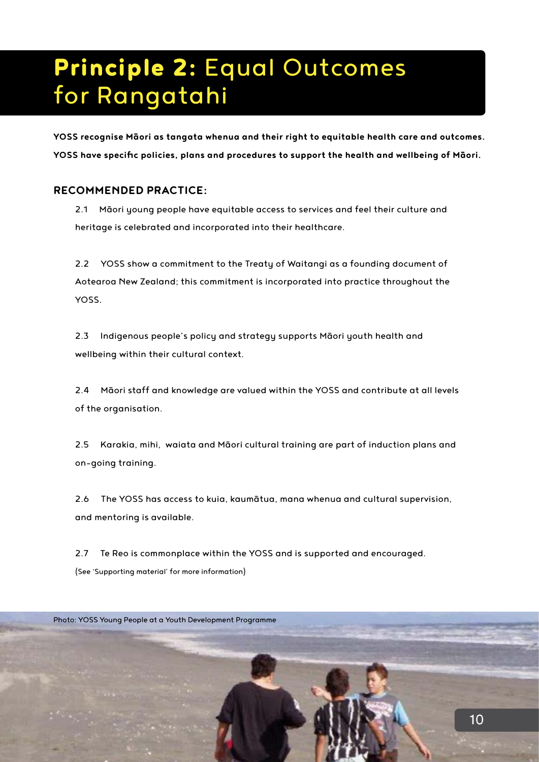# **Principle 2:** Equal Outcomes for Rangatahi

**YOSS recognise Māori as tangata whenua and their right to equitable health care and outcomes. YOSS have specific policies, plans and procedures to support the health and wellbeing of Māori.**

## RECOMMENDED PRACTICE:

2.1 Māori young people have equitable access to services and feel their culture and heritage is celebrated and incorporated into their healthcare.

2.2 YOSS show a commitment to the Treaty of Waitangi as a founding document of Aotearoa New Zealand; this commitment is incorporated into practice throughout the YOSS.

2.3 Indigenous people's policy and strategy supports Māori youth health and wellbeing within their cultural context.

2.4 Māori staff and knowledge are valued within the YOSS and contribute at all levels of the organisation.

2.5 Karakia, mihi, waiata and Māori cultural training are part of induction plans and on-going training.

2.6 The YOSS has access to kuia, kaumātua, mana whenua and cultural supervision, and mentoring is available.

2.7 Te Reo is commonplace within the YOSS and is supported and encouraged.

(See 'Supporting material' for more information)

Photo: YOSS Young People at a Youth Development Programme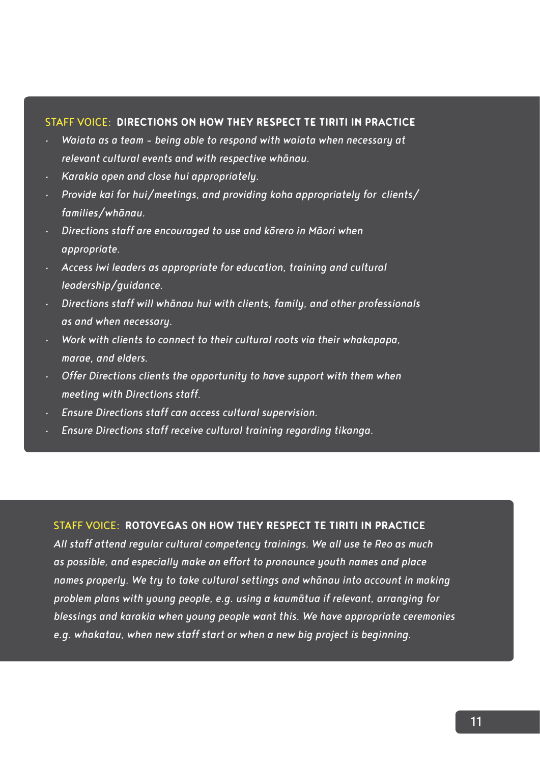### STAFF VOICE: DIRECTIONS ON HOW THEY RESPECT TE TIRITI IN PRACTICE

- *Waiata as a team – being able to respond with waiata when necessary at relevant cultural events and with respective whānau.*
- *Karakia open and close hui appropriately.*
- *Provide kai for hui/meetings, and providing koha appropriately for clients/ families/whānau.*
- *Directions staff are encouraged to use and kōrero in Māori when appropriate.*
- *Access iwi leaders as appropriate for education, training and cultural leadership/guidance.*
- *Directions staff will whānau hui with clients, family, and other professionals as and when necessary.*
- *Work with clients to connect to their cultural roots via their whakapapa, marae, and elders.*
- *Offer Directions clients the opportunity to have support with them when meeting with Directions staff.*
- *Ensure Directions staff can access cultural supervision.*
- *Ensure Directions staff receive cultural training regarding tikanga.*

### STAFF VOICE: ROTOVEGAS ON HOW THEY RESPECT TE TIRITI IN PRACTICE

*All staff attend regular cultural competency trainings. We all use te Reo as much as possible, and especially make an effort to pronounce youth names and place names properly. We try to take cultural settings and whānau into account in making problem plans with young people, e.g. using a kaumātua if relevant, arranging for blessings and karakia when young people want this. We have appropriate ceremonies e.g. whakatau, when new staff start or when a new big project is beginning.*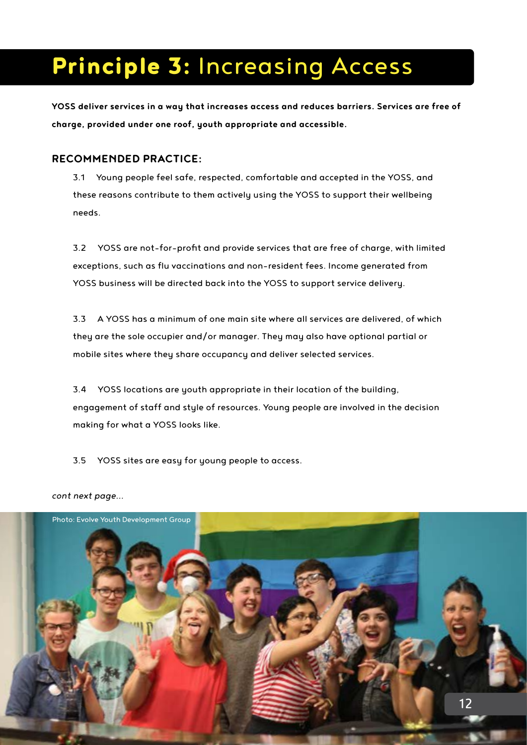# **Principle 3:** Increasing Access

**YOSS deliver services in a way that increases access and reduces barriers. Services are free of charge, provided under one roof, youth appropriate and accessible.**

## RECOMMENDED PRACTICE:

3.1 Young people feel safe, respected, comfortable and accepted in the YOSS, and these reasons contribute to them actively using the YOSS to support their wellbeing needs.

3.2 YOSS are not-for-profit and provide services that are free of charge, with limited exceptions, such as flu vaccinations and non-resident fees. Income generated from YOSS business will be directed back into the YOSS to support service delivery.

3.3 A YOSS has a minimum of one main site where all services are delivered, of which they are the sole occupier and/or manager. They may also have optional partial or mobile sites where they share occupancy and deliver selected services.

3.4 YOSS locations are youth appropriate in their location of the building, engagement of staff and style of resources. Young people are involved in the decision making for what a YOSS looks like.

3.5 YOSS sites are easy for young people to access.

*cont next page...*

Photo: Evolve Youth Development Group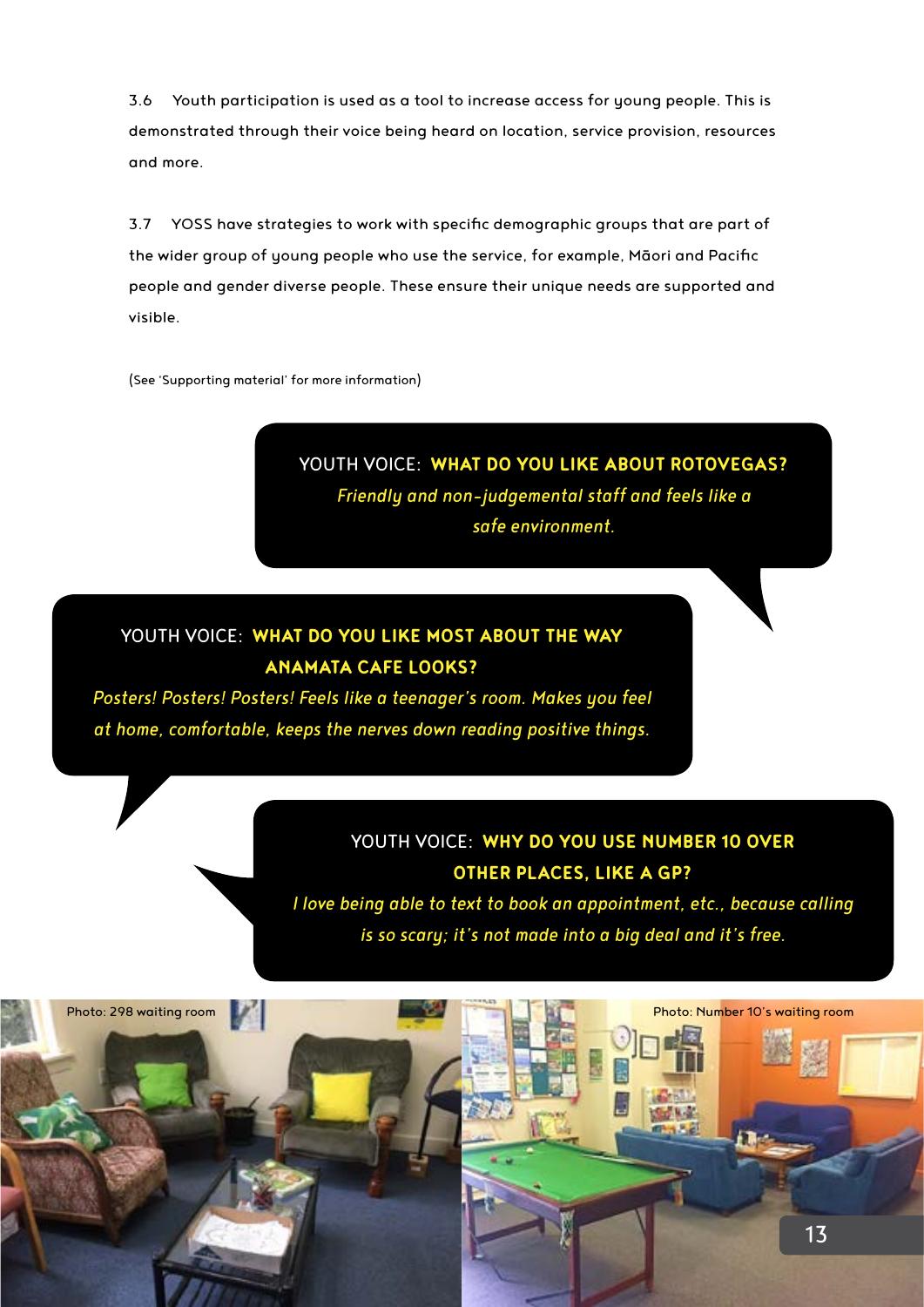3.6 Youth participation is used as a tool to increase access for young people. This is demonstrated through their voice being heard on location, service provision, resources and more.

3.7 YOSS have strategies to work with specific demographic groups that are part of the wider group of young people who use the service, for example, Māori and Pacific people and gender diverse people. These ensure their unique needs are supported and visible.

(See 'Supporting material' for more information)

YOUTH VOICE: **WHAT DO YOU LIKE ABOUT ROTOVEGAS?**
*Friendly and non-judgemental staff and feels like a safe environment.*

YOUTH VOICE: **WHAT DO YOU LIKE MOST ABOUT THE WAY ANAMATA CAFE LOOKS?**
*Posters! Posters! Posters! Feels like a teenager's room. Makes you feel at home, comfortable, keeps the nerves down reading positive things.*

YOUTH VOICE: **WHY DO YOU USE NUMBER 10 OVER OTHER PLACES, LIKE A GP?**
*I love being able to text to book an appointment, etc., because calling is so scary; it's not made into a big deal and it's free.*

Photo: 298 waiting room

Photo: Number 10's waiting room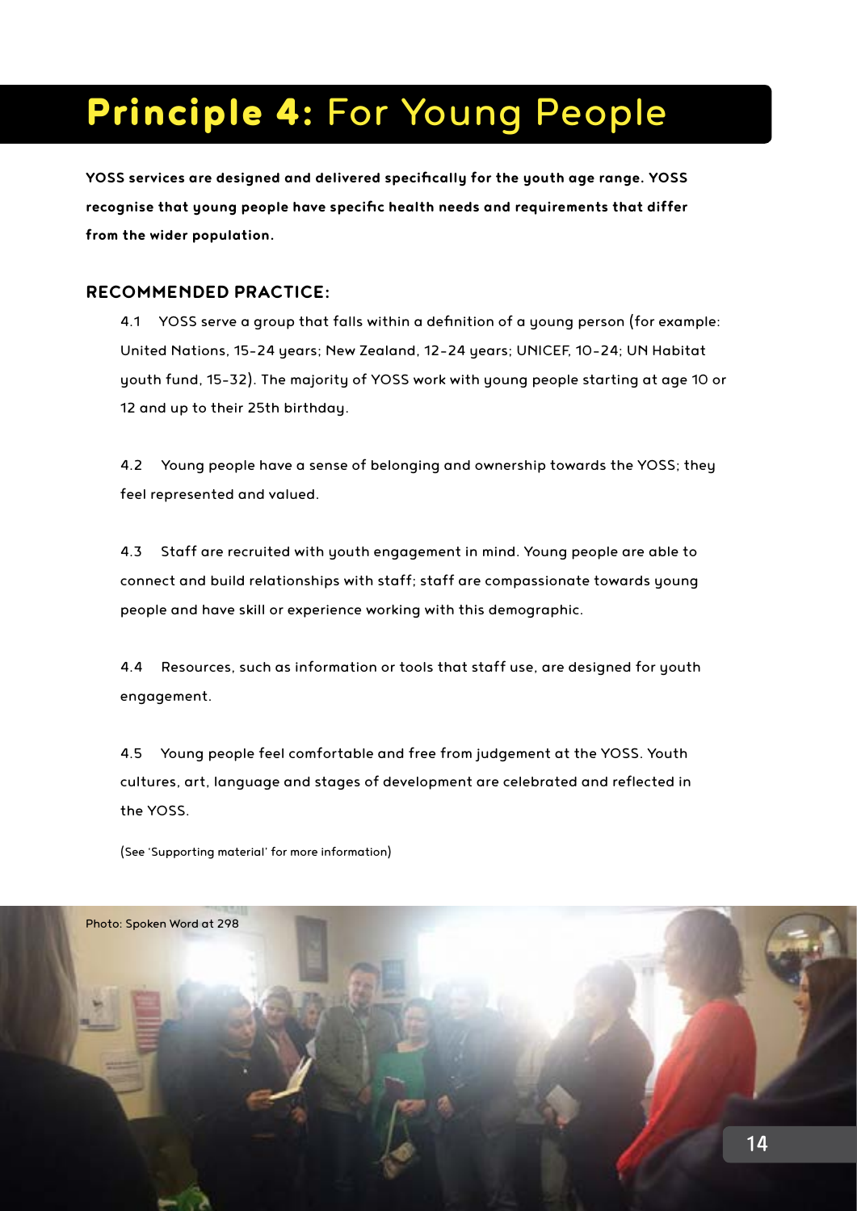# **Principle 4:** For Young People

**YOSS services are designed and delivered specifically for the youth age range. YOSS recognise that young people have specific health needs and requirements that differ from the wider population.**

## RECOMMENDED PRACTICE:

4.1 YOSS serve a group that falls within a definition of a young person (for example: United Nations, 15-24 years; New Zealand, 12-24 years; UNICEF, 10-24; UN Habitat youth fund, 15-32). The majority of YOSS work with young people starting at age 10 or 12 and up to their 25th birthday.

4.2 Young people have a sense of belonging and ownership towards the YOSS; they feel represented and valued.

4.3 Staff are recruited with youth engagement in mind. Young people are able to connect and build relationships with staff; staff are compassionate towards young people and have skill or experience working with this demographic.

4.4 Resources, such as information or tools that staff use, are designed for youth engagement.

4.5 Young people feel comfortable and free from judgement at the YOSS. Youth cultures, art, language and stages of development are celebrated and reflected in the YOSS.

(See 'Supporting material' for more information)

Photo: Spoken Word at 298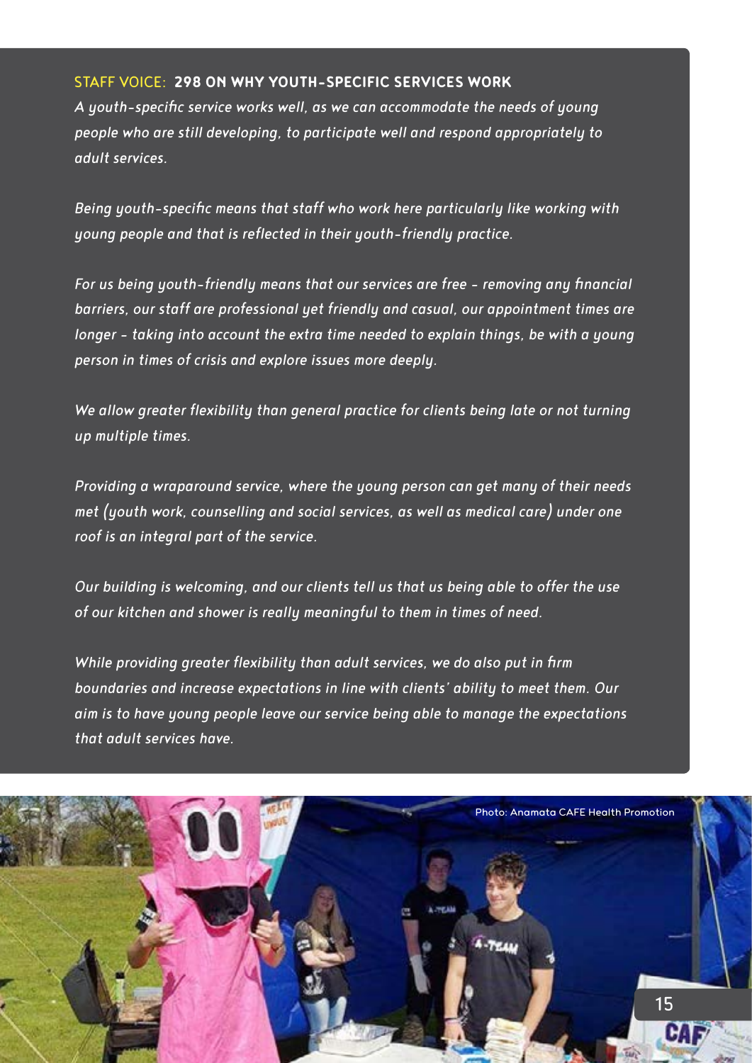### STAFF VOICE: 298 ON WHY YOUTH-SPECIFIC SERVICES WORK

*A youth-specific service works well, as we can accommodate the needs of young people who are still developing, to participate well and respond appropriately to adult services.*

*Being youth-specific means that staff who work here particularly like working with young people and that is reflected in their youth-friendly practice.*

*For us being youth-friendly means that our services are free – removing any financial barriers, our staff are professional yet friendly and casual, our appointment times are longer – taking into account the extra time needed to explain things, be with a young person in times of crisis and explore issues more deeply.*

*We allow greater flexibility than general practice for clients being late or not turning up multiple times.*

*Providing a wraparound service, where the young person can get many of their needs met (youth work, counselling and social services, as well as medical care) under one roof is an integral part of the service.*

*Our building is welcoming, and our clients tell us that us being able to offer the use of our kitchen and shower is really meaningful to them in times of need.*

*While providing greater flexibility than adult services, we do also put in firm boundaries and increase expectations in line with clients' ability to meet them. Our aim is to have young people leave our service being able to manage the expectations that adult services have.*

Photo: Anamata CAFE Health Promotion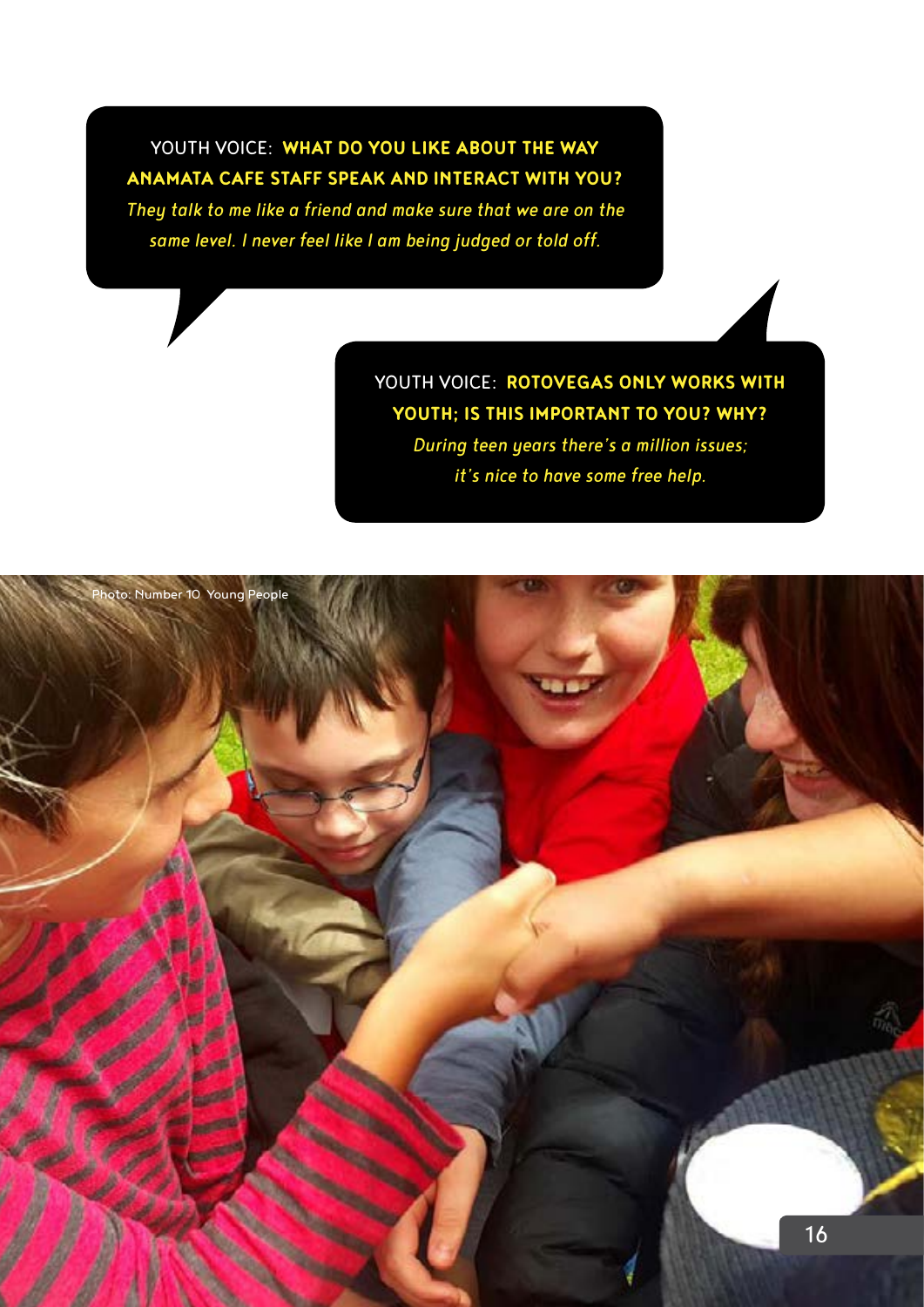YOUTH VOICE: **WHAT DO YOU LIKE ABOUT THE WAY ANAMATA CAFE STAFF SPEAK AND INTERACT WITH YOU?**

*They talk to me like a friend and make sure that we are on the same level. I never feel like I am being judged or told off.*

YOUTH VOICE: **ROTOVEGAS ONLY WORKS WITH YOUTH; IS THIS IMPORTANT TO YOU? WHY?**

*During teen years there's a million issues; it's nice to have some free help.*

Photo: Number 10 Young People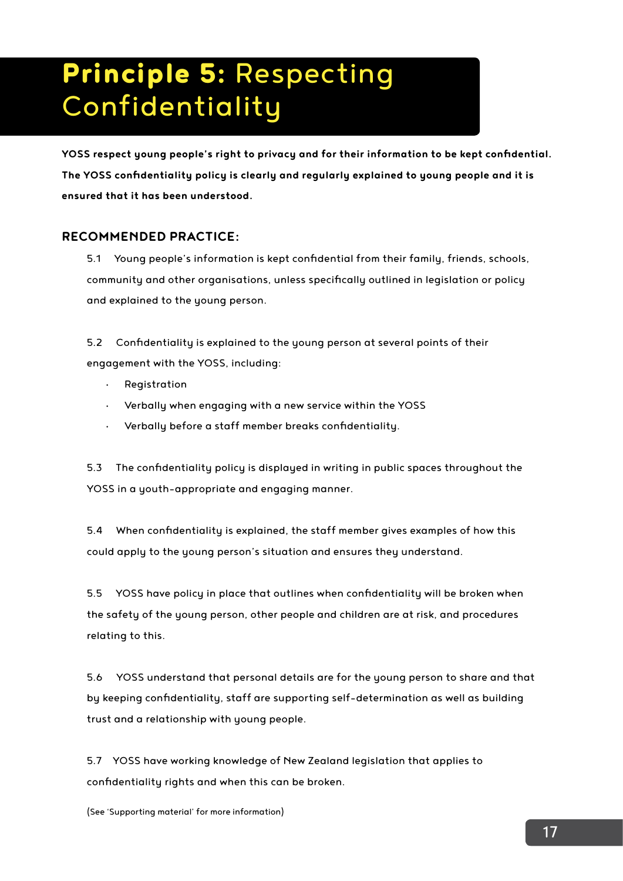# **Principle 5:** Respecting Confidentiality

**YOSS respect young people's right to privacy and for their information to be kept confidential. The YOSS confidentiality policy is clearly and regularly explained to young people and it is ensured that it has been understood.**

## RECOMMENDED PRACTICE:

5.1 Young people's information is kept confidential from their family, friends, schools, community and other organisations, unless specifically outlined in legislation or policy and explained to the young person.

5.2 Confidentiality is explained to the young person at several points of their engagement with the YOSS, including:

- Registration
- Verbally when engaging with a new service within the YOSS
- Verbally before a staff member breaks confidentiality.

5.3 The confidentiality policy is displayed in writing in public spaces throughout the YOSS in a youth-appropriate and engaging manner.

5.4 When confidentiality is explained, the staff member gives examples of how this could apply to the young person's situation and ensures they understand.

5.5 YOSS have policy in place that outlines when confidentiality will be broken when the safety of the young person, other people and children are at risk, and procedures relating to this.

5.6 YOSS understand that personal details are for the young person to share and that by keeping confidentiality, staff are supporting self-determination as well as building trust and a relationship with young people.

5.7 YOSS have working knowledge of New Zealand legislation that applies to confidentiality rights and when this can be broken.

(See 'Supporting material' for more information)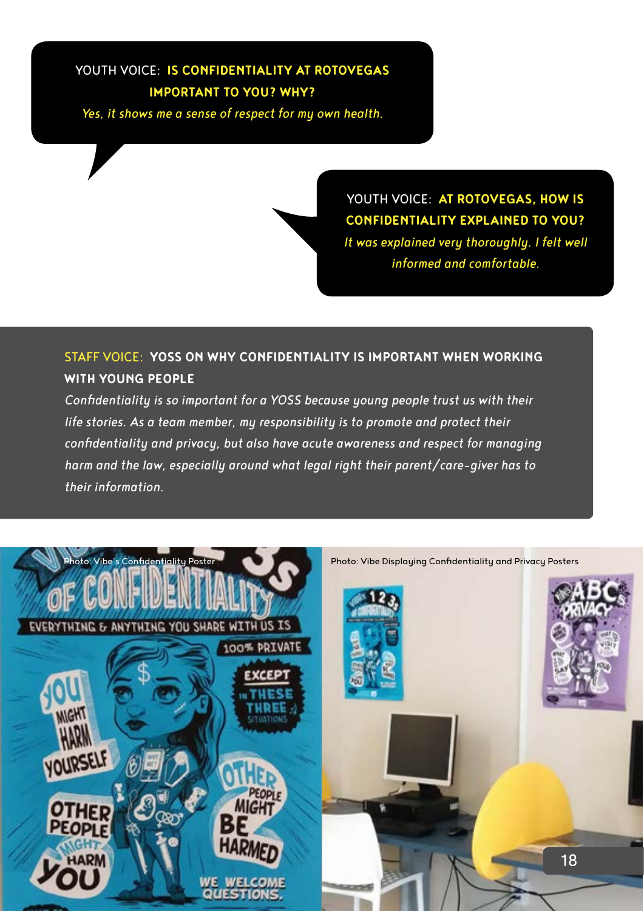YOUTH VOICE: **IS CONFIDENTIALITY AT ROTOVEGAS IMPORTANT TO YOU? WHY?**

*Yes, it shows me a sense of respect for my own health.*

YOUTH VOICE: **AT ROTOVEGAS, HOW IS CONFIDENTIALITY EXPLAINED TO YOU?**

*It was explained very thoroughly. I felt well informed and comfortable.*

STAFF VOICE: **YOSS ON WHY CONFIDENTIALITY IS IMPORTANT WHEN WORKING WITH YOUNG PEOPLE**

*Confidentiality is so important for a YOSS because young people trust us with their life stories. As a team member, my responsibility is to promote and protect their confidentiality and privacy, but also have acute awareness and respect for managing harm and the law, especially around what legal right their parent/care-giver has to their information.*

Photo: Vibe's Confidentiality Poster

Photo: Vibe Displaying Confidentiality and Privacy Posters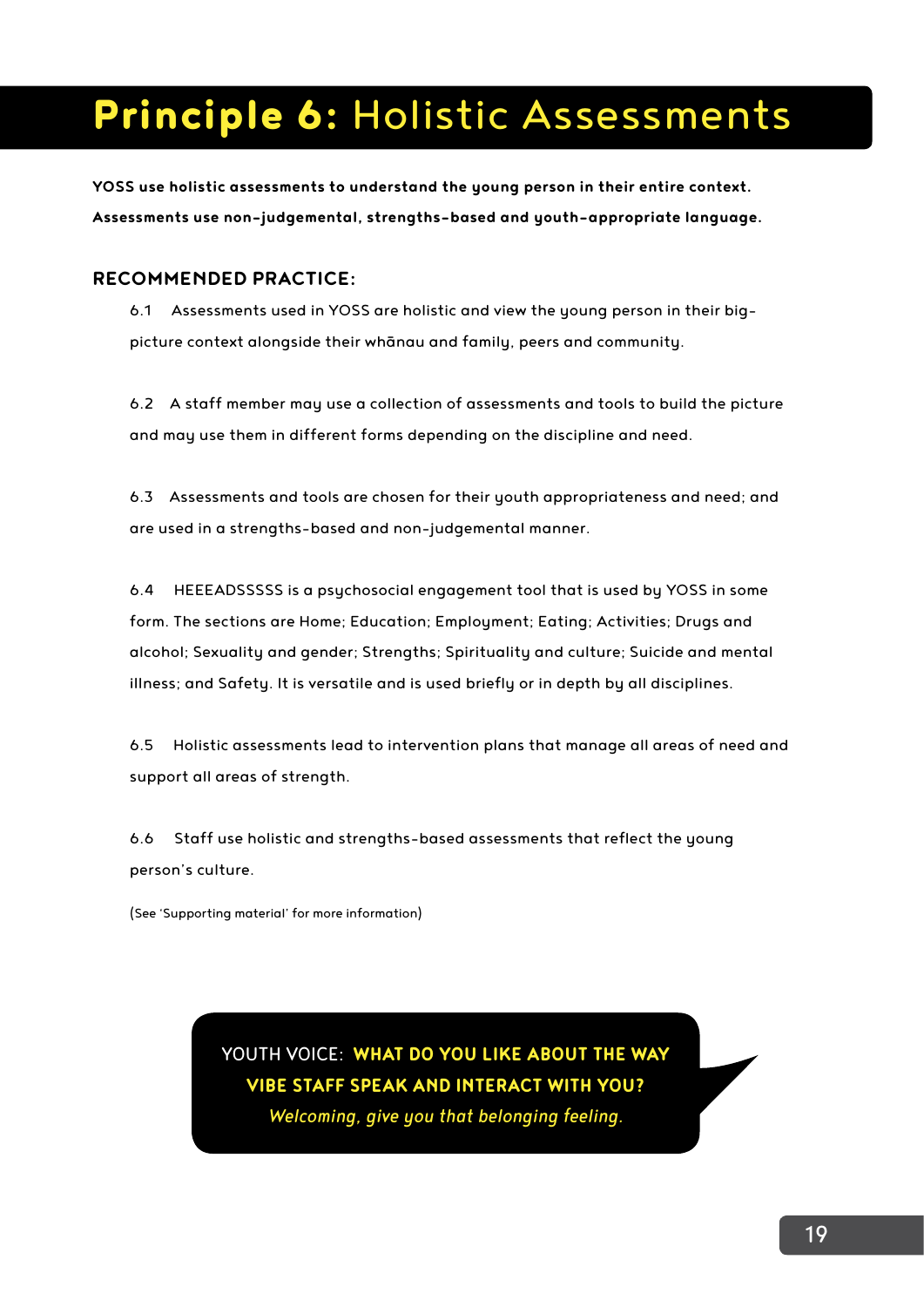# **Principle 6:** Holistic Assessments

**YOSS use holistic assessments to understand the young person in their entire context. Assessments use non-judgemental, strengths-based and youth-appropriate language.**

## RECOMMENDED PRACTICE:

6.1 Assessments used in YOSS are holistic and view the young person in their big-picture context alongside their whānau and family, peers and community.

6.2 A staff member may use a collection of assessments and tools to build the picture and may use them in different forms depending on the discipline and need.

6.3 Assessments and tools are chosen for their youth appropriateness and need; and are used in a strengths-based and non-judgemental manner.

6.4 HEEEADSSSSS is a psychosocial engagement tool that is used by YOSS in some form. The sections are Home; Education; Employment; Eating; Activities; Drugs and alcohol; Sexuality and gender; Strengths; Spirituality and culture; Suicide and mental illness; and Safety. It is versatile and is used briefly or in depth by all disciplines.

6.5 Holistic assessments lead to intervention plans that manage all areas of need and support all areas of strength.

6.6 Staff use holistic and strengths-based assessments that reflect the young person's culture.

(See 'Supporting material' for more information)

YOUTH VOICE: **WHAT DO YOU LIKE ABOUT THE WAY VIBE STAFF SPEAK AND INTERACT WITH YOU?**
*Welcoming, give you that belonging feeling.*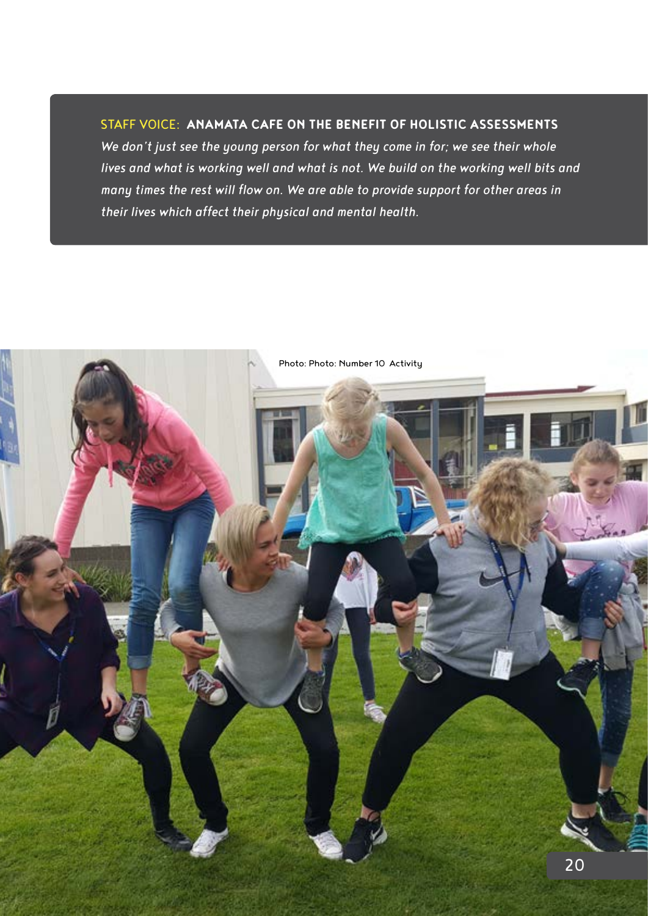STAFF VOICE: **ANAMATA CAFE ON THE BENEFIT OF HOLISTIC ASSESSMENTS**

*We don't just see the young person for what they come in for; we see their whole lives and what is working well and what is not. We build on the working well bits and many times the rest will flow on. We are able to provide support for other areas in their lives which affect their physical and mental health.*

Photo: Photo: Number 10 Activity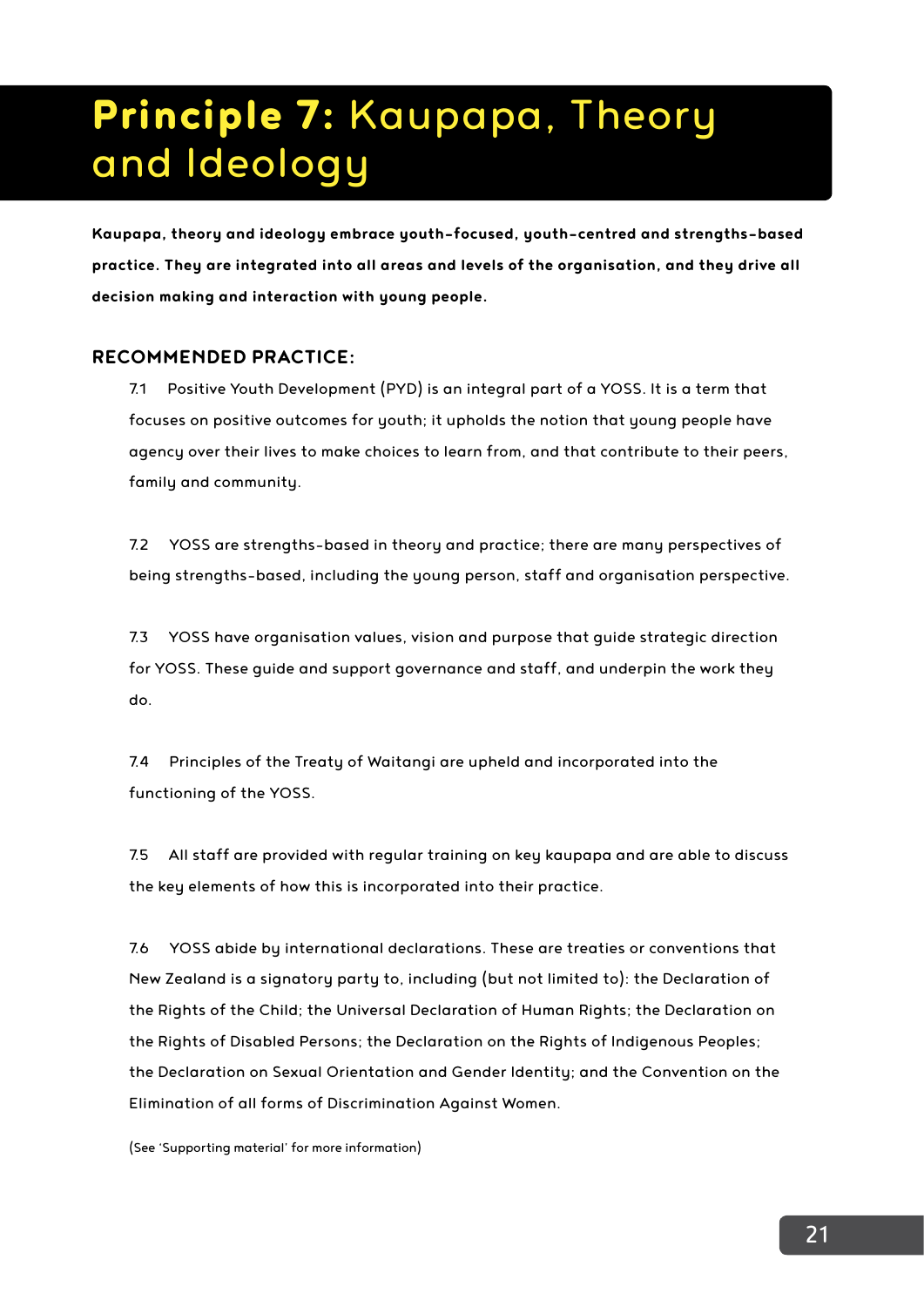# **Principle 7:** Kaupapa, Theory and Ideology

**Kaupapa, theory and ideology embrace youth-focused, youth-centred and strengths-based practice. They are integrated into all areas and levels of the organisation, and they drive all decision making and interaction with young people.**

## RECOMMENDED PRACTICE:

7.1 Positive Youth Development (PYD) is an integral part of a YOSS. It is a term that focuses on positive outcomes for youth; it upholds the notion that young people have agency over their lives to make choices to learn from, and that contribute to their peers, family and community.

7.2 YOSS are strengths-based in theory and practice; there are many perspectives of being strengths-based, including the young person, staff and organisation perspective.

7.3 YOSS have organisation values, vision and purpose that guide strategic direction for YOSS. These guide and support governance and staff, and underpin the work they do.

7.4 Principles of the Treaty of Waitangi are upheld and incorporated into the functioning of the YOSS.

7.5 All staff are provided with regular training on key kaupapa and are able to discuss the key elements of how this is incorporated into their practice.

7.6 YOSS abide by international declarations. These are treaties or conventions that New Zealand is a signatory party to, including (but not limited to): the Declaration of the Rights of the Child; the Universal Declaration of Human Rights; the Declaration on the Rights of Disabled Persons; the Declaration on the Rights of Indigenous Peoples; the Declaration on Sexual Orientation and Gender Identity; and the Convention on the Elimination of all forms of Discrimination Against Women.

(See 'Supporting material' for more information)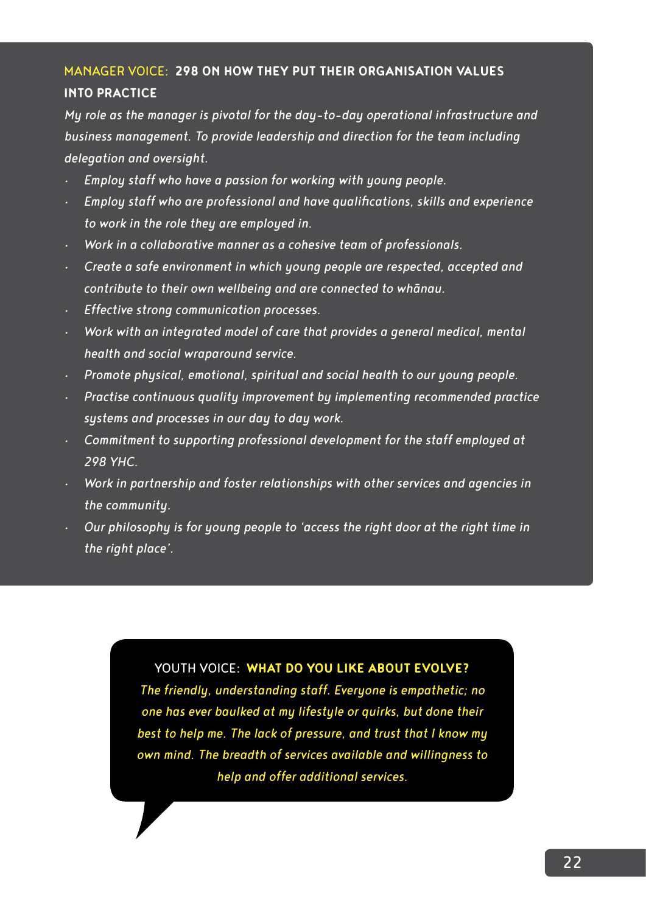**MANAGER VOICE: 298 ON HOW THEY PUT THEIR ORGANISATION VALUES INTO PRACTICE**

*My role as the manager is pivotal for the day-to-day operational infrastructure and business management. To provide leadership and direction for the team including delegation and oversight.*

- *Employ staff who have a passion for working with young people.*
- *Employ staff who are professional and have qualifications, skills and experience to work in the role they are employed in.*
- *Work in a collaborative manner as a cohesive team of professionals.*
- *Create a safe environment in which young people are respected, accepted and contribute to their own wellbeing and are connected to whānau.*
- *Effective strong communication processes.*
- *Work with an integrated model of care that provides a general medical, mental health and social wraparound service.*
- *Promote physical, emotional, spiritual and social health to our young people.*
- *Practise continuous quality improvement by implementing recommended practice systems and processes in our day to day work.*
- *Commitment to supporting professional development for the staff employed at 298 YHC.*
- *Work in partnership and foster relationships with other services and agencies in the community.*
- *Our philosophy is for young people to 'access the right door at the right time in the right place'.*

**YOUTH VOICE: WHAT DO YOU LIKE ABOUT EVOLVE?**

*The friendly, understanding staff. Everyone is empathetic; no one has ever baulked at my lifestyle or quirks, but done their best to help me. The lack of pressure, and trust that I know my own mind. The breadth of services available and willingness to help and offer additional services.*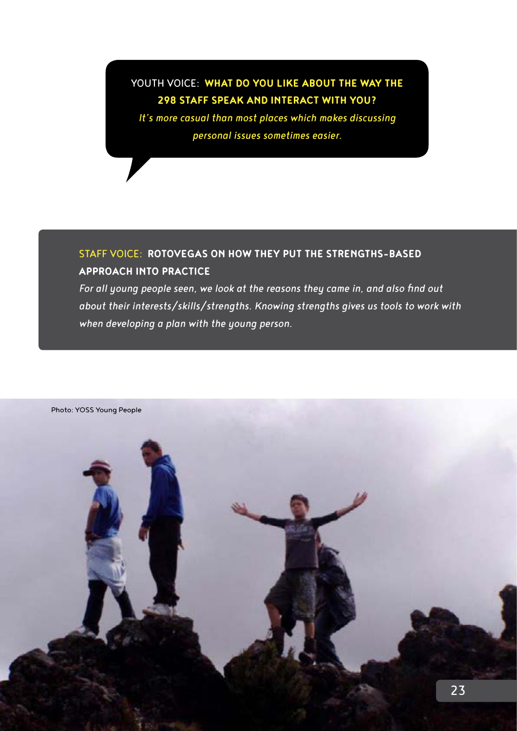YOUTH VOICE: **WHAT DO YOU LIKE ABOUT THE WAY THE 298 STAFF SPEAK AND INTERACT WITH YOU?**

*It's more casual than most places which makes discussing personal issues sometimes easier.*

STAFF VOICE: **ROTOVEGAS ON HOW THEY PUT THE STRENGTHS-BASED APPROACH INTO PRACTICE**

*For all young people seen, we look at the reasons they came in, and also find out about their interests/skills/strengths. Knowing strengths gives us tools to work with when developing a plan with the young person.*

Photo: YOSS Young People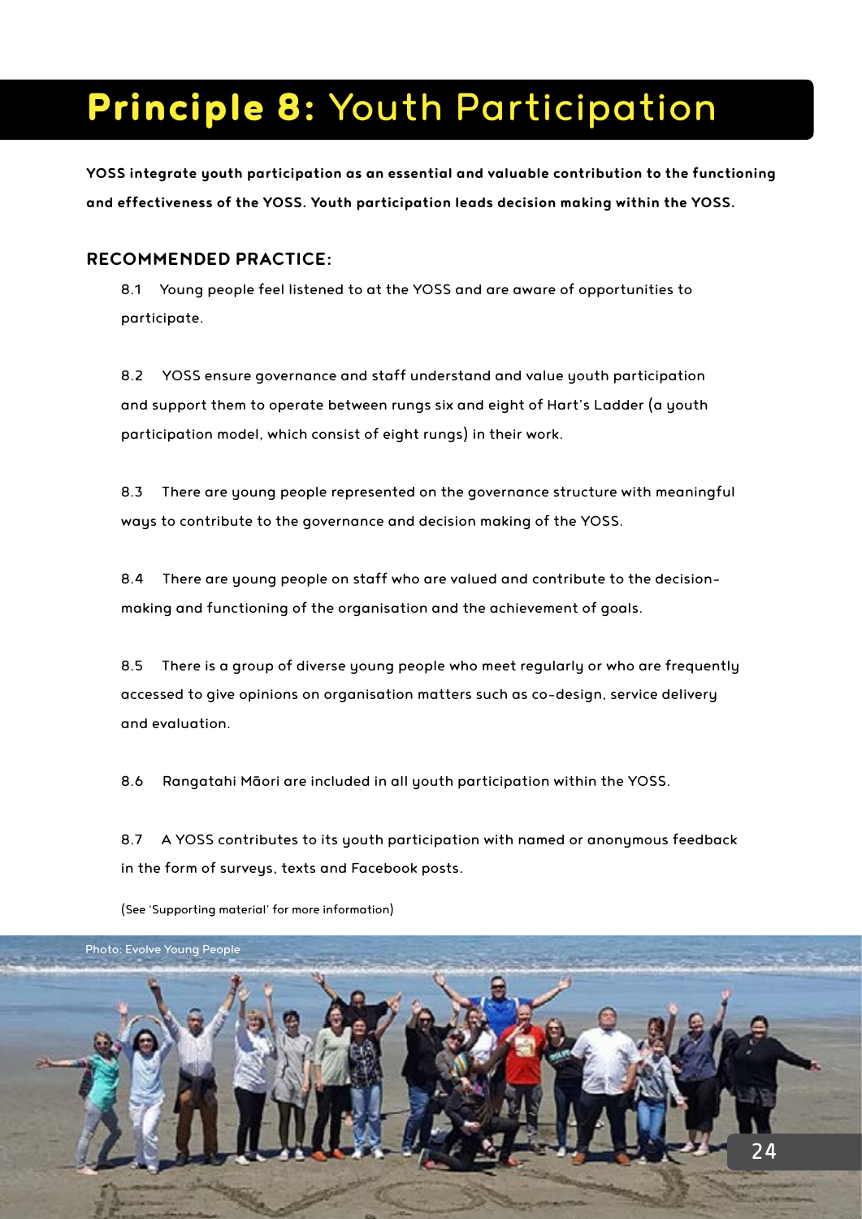# **Principle 8:** Youth Participation

**YOSS integrate youth participation as an essential and valuable contribution to the functioning and effectiveness of the YOSS. Youth participation leads decision making within the YOSS.**

## RECOMMENDED PRACTICE:

8.1 Young people feel listened to at the YOSS and are aware of opportunities to participate.

8.2 YOSS ensure governance and staff understand and value youth participation and support them to operate between rungs six and eight of Hart's Ladder (a youth participation model, which consist of eight rungs) in their work.

8.3 There are young people represented on the governance structure with meaningful ways to contribute to the governance and decision making of the YOSS.

8.4 There are young people on staff who are valued and contribute to the decision-making and functioning of the organisation and the achievement of goals.

8.5 There is a group of diverse young people who meet regularly or who are frequently accessed to give opinions on organisation matters such as co-design, service delivery and evaluation.

8.6 Rangatahi Māori are included in all youth participation within the YOSS.

8.7 A YOSS contributes to its youth participation with named or anonymous feedback in the form of surveys, texts and Facebook posts.

(See 'Supporting material' for more information)

Photo: Evolve Young People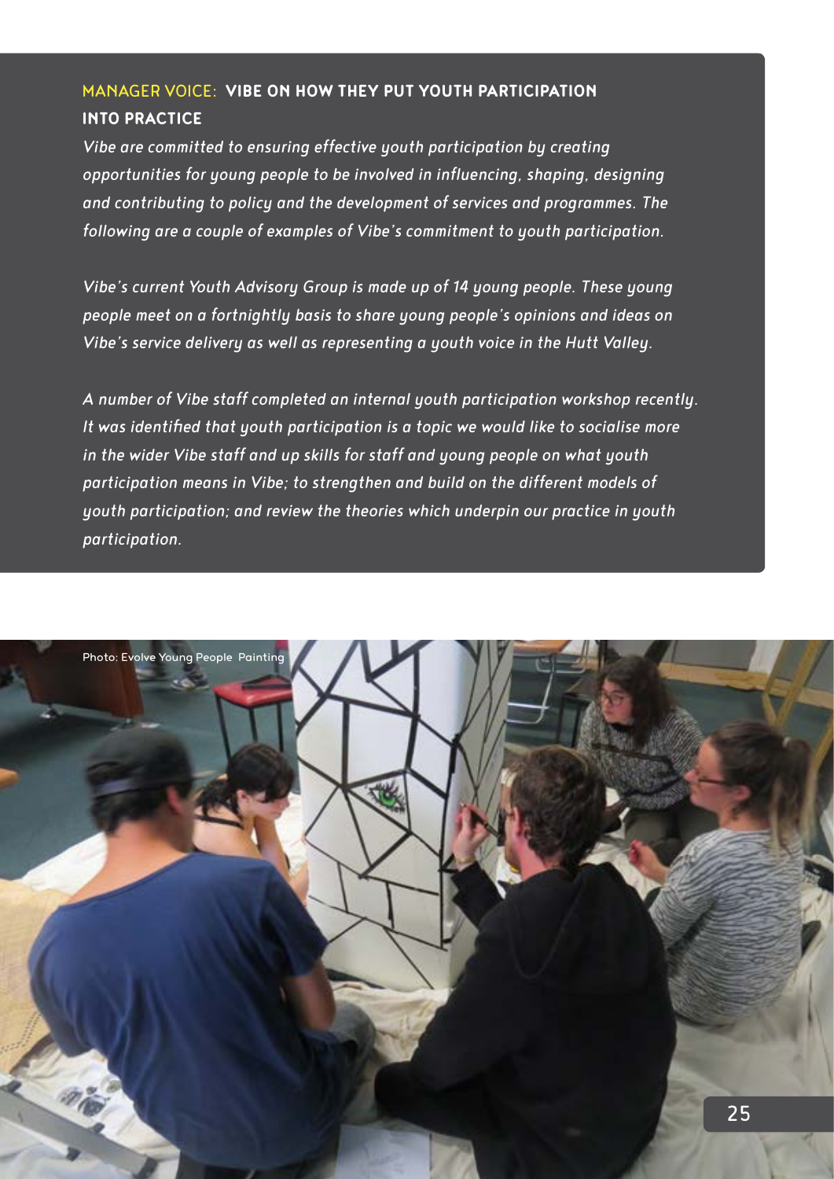### MANAGER VOICE: **VIBE ON HOW THEY PUT YOUTH PARTICIPATION INTO PRACTICE**

*Vibe are committed to ensuring effective youth participation by creating opportunities for young people to be involved in influencing, shaping, designing and contributing to policy and the development of services and programmes. The following are a couple of examples of Vibe's commitment to youth participation.*

*Vibe's current Youth Advisory Group is made up of 14 young people. These young people meet on a fortnightly basis to share young people's opinions and ideas on Vibe's service delivery as well as representing a youth voice in the Hutt Valley.*

*A number of Vibe staff completed an internal youth participation workshop recently. It was identified that youth participation is a topic we would like to socialise more in the wider Vibe staff and up skills for staff and young people on what youth participation means in Vibe; to strengthen and build on the different models of youth participation; and review the theories which underpin our practice in youth participation.*

Photo: Evolve Young People Painting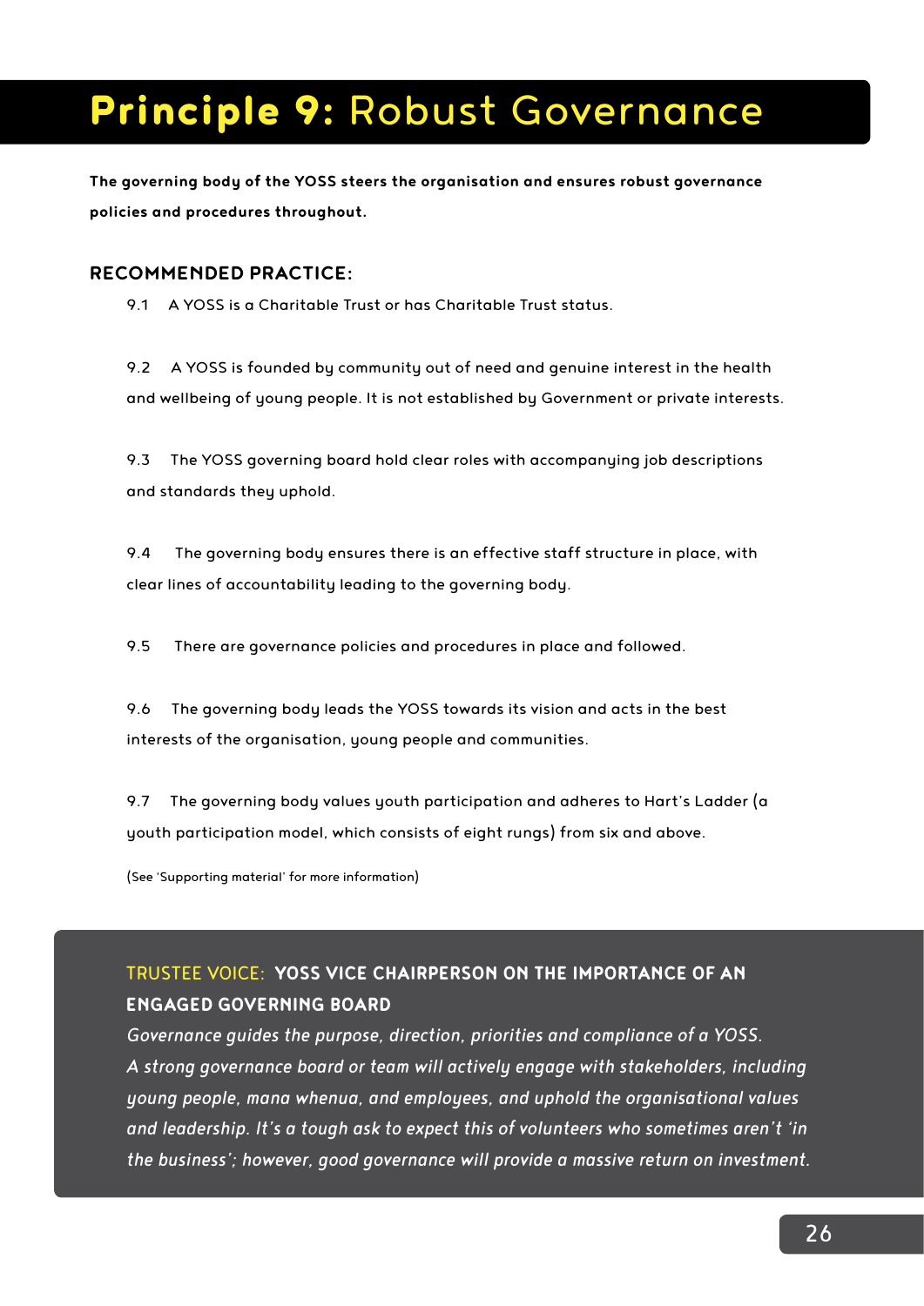# **Principle 9:** Robust Governance

**The governing body of the YOSS steers the organisation and ensures robust governance policies and procedures throughout.**

## RECOMMENDED PRACTICE:

9.1 A YOSS is a Charitable Trust or has Charitable Trust status.

9.2 A YOSS is founded by community out of need and genuine interest in the health and wellbeing of young people. It is not established by Government or private interests.

9.3 The YOSS governing board hold clear roles with accompanying job descriptions and standards they uphold.

9.4 The governing body ensures there is an effective staff structure in place, with clear lines of accountability leading to the governing body.

9.5 There are governance policies and procedures in place and followed.

9.6 The governing body leads the YOSS towards its vision and acts in the best interests of the organisation, young people and communities.

9.7 The governing body values youth participation and adheres to Hart's Ladder (a youth participation model, which consists of eight rungs) from six and above.

(See 'Supporting material' for more information)

TRUSTEE VOICE: **YOSS VICE CHAIRPERSON ON THE IMPORTANCE OF AN ENGAGED GOVERNING BOARD**

*Governance guides the purpose, direction, priorities and compliance of a YOSS. A strong governance board or team will actively engage with stakeholders, including young people, mana whenua, and employees, and uphold the organisational values and leadership. It's a tough ask to expect this of volunteers who sometimes aren't 'in the business'; however, good governance will provide a massive return on investment.*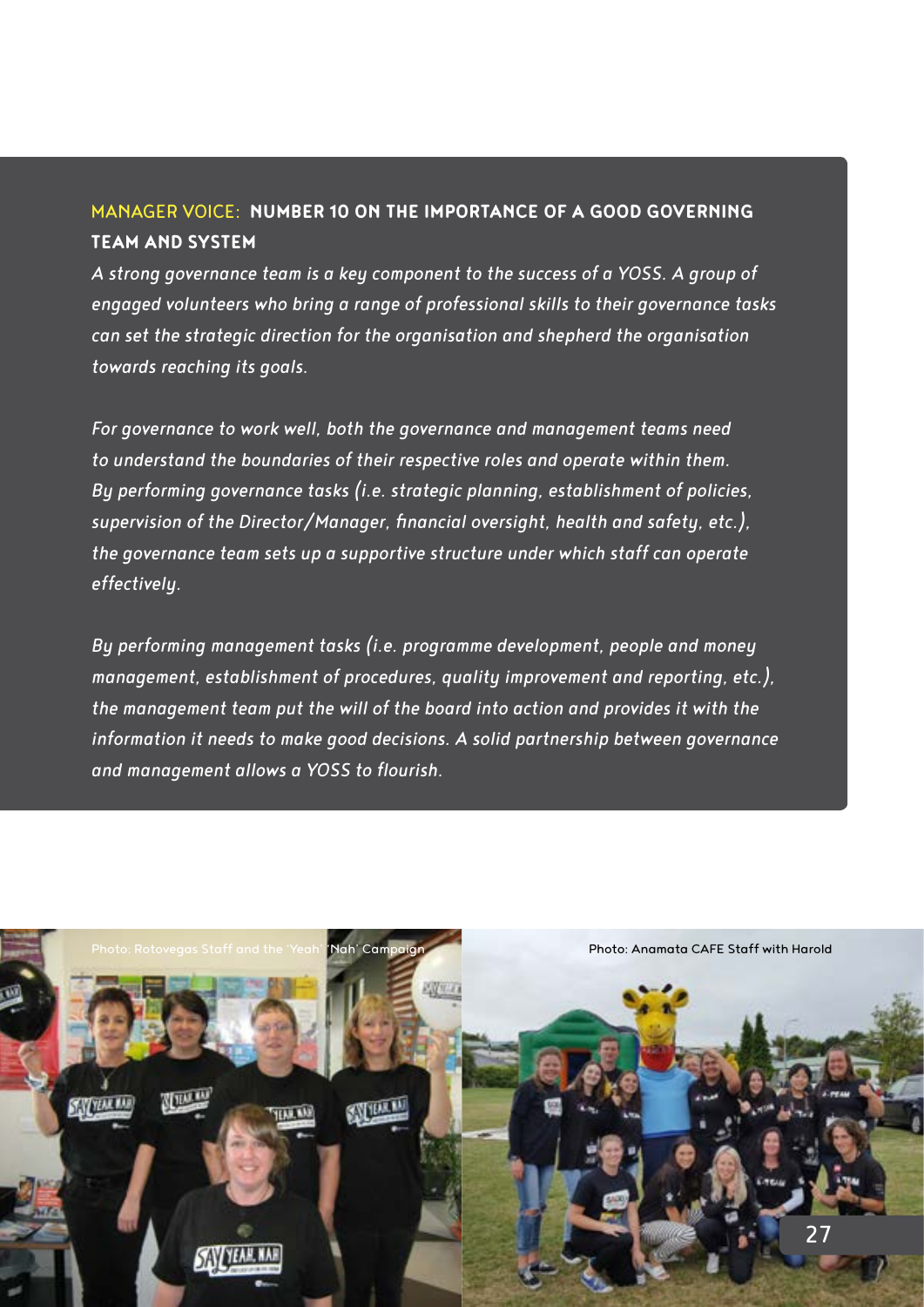## MANAGER VOICE: **NUMBER 10 ON THE IMPORTANCE OF A GOOD GOVERNING TEAM AND SYSTEM**

*A strong governance team is a key component to the success of a YOSS. A group of engaged volunteers who bring a range of professional skills to their governance tasks can set the strategic direction for the organisation and shepherd the organisation towards reaching its goals.*

*For governance to work well, both the governance and management teams need to understand the boundaries of their respective roles and operate within them. By performing governance tasks (i.e. strategic planning, establishment of policies, supervision of the Director/Manager, financial oversight, health and safety, etc.), the governance team sets up a supportive structure under which staff can operate effectively.*

*By performing management tasks (i.e. programme development, people and money management, establishment of procedures, quality improvement and reporting, etc.), the management team put the will of the board into action and provides it with the information it needs to make good decisions. A solid partnership between governance and management allows a YOSS to flourish.*

Photo: Rotovegas Staff and the 'Yeah' 'Nah' Campaign

Photo: Anamata CAFE Staff with Harold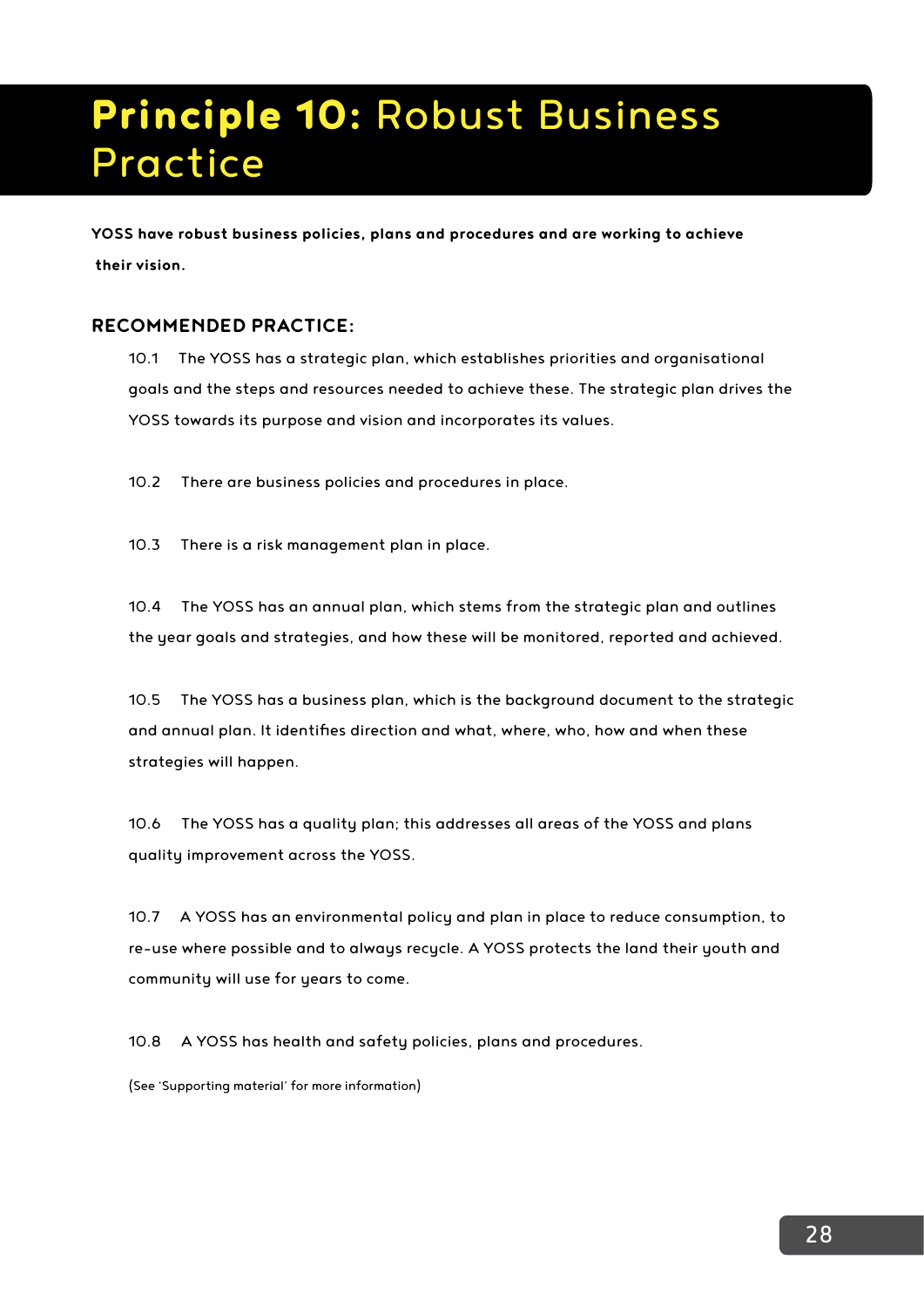# **Principle 10:** Robust Business Practice

**YOSS have robust business policies, plans and procedures and are working to achieve their vision.**

## RECOMMENDED PRACTICE:

10.1 The YOSS has a strategic plan, which establishes priorities and organisational goals and the steps and resources needed to achieve these. The strategic plan drives the YOSS towards its purpose and vision and incorporates its values.

10.2 There are business policies and procedures in place.

10.3 There is a risk management plan in place.

10.4 The YOSS has an annual plan, which stems from the strategic plan and outlines the year goals and strategies, and how these will be monitored, reported and achieved.

10.5 The YOSS has a business plan, which is the background document to the strategic and annual plan. It identifies direction and what, where, who, how and when these strategies will happen.

10.6 The YOSS has a quality plan; this addresses all areas of the YOSS and plans quality improvement across the YOSS.

10.7 A YOSS has an environmental policy and plan in place to reduce consumption, to re-use where possible and to always recycle. A YOSS protects the land their youth and community will use for years to come.

10.8 A YOSS has health and safety policies, plans and procedures.

(See 'Supporting material' for more information)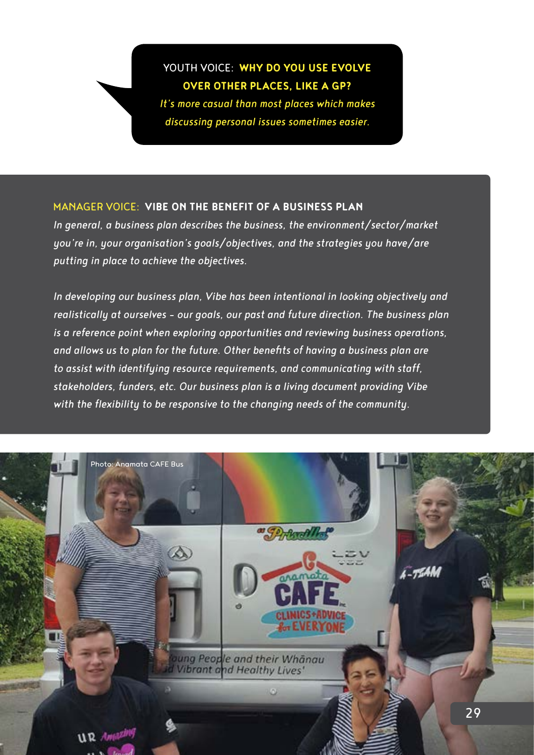YOUTH VOICE: **WHY DO YOU USE EVOLVE OVER OTHER PLACES, LIKE A GP?**

*It's more casual than most places which makes discussing personal issues sometimes easier.*

MANAGER VOICE: **VIBE ON THE BENEFIT OF A BUSINESS PLAN**

*In general, a business plan describes the business, the environment/sector/market you're in, your organisation's goals/objectives, and the strategies you have/are putting in place to achieve the objectives.*

*In developing our business plan, Vibe has been intentional in looking objectively and realistically at ourselves – our goals, our past and future direction. The business plan is a reference point when exploring opportunities and reviewing business operations, and allows us to plan for the future. Other benefits of having a business plan are to assist with identifying resource requirements, and communicating with staff, stakeholders, funders, etc. Our business plan is a living document providing Vibe with the flexibility to be responsive to the changing needs of the community.*

Photo: Anamata CAFE Bus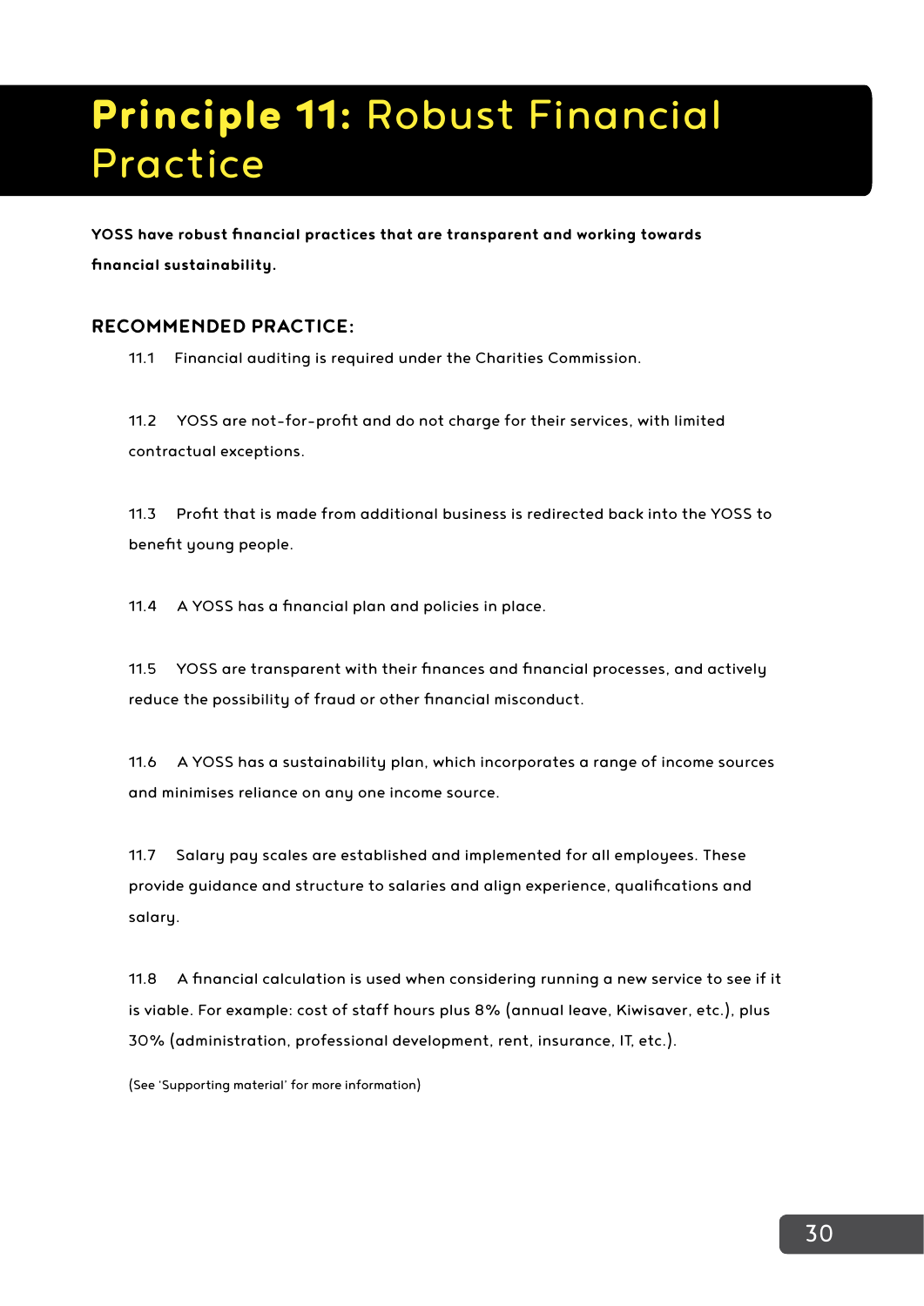# **Principle 11:** Robust Financial Practice

**YOSS have robust financial practices that are transparent and working towards financial sustainability.**

## RECOMMENDED PRACTICE:

11.1 Financial auditing is required under the Charities Commission.

11.2 YOSS are not-for-profit and do not charge for their services, with limited contractual exceptions.

11.3 Profit that is made from additional business is redirected back into the YOSS to benefit young people.

11.4 A YOSS has a financial plan and policies in place.

11.5 YOSS are transparent with their finances and financial processes, and actively reduce the possibility of fraud or other financial misconduct.

11.6 A YOSS has a sustainability plan, which incorporates a range of income sources and minimises reliance on any one income source.

11.7 Salary pay scales are established and implemented for all employees. These provide guidance and structure to salaries and align experience, qualifications and salary.

11.8 A financial calculation is used when considering running a new service to see if it is viable. For example: cost of staff hours plus 8% (annual leave, Kiwisaver, etc.), plus 30% (administration, professional development, rent, insurance, IT, etc.).

(See 'Supporting material' for more information)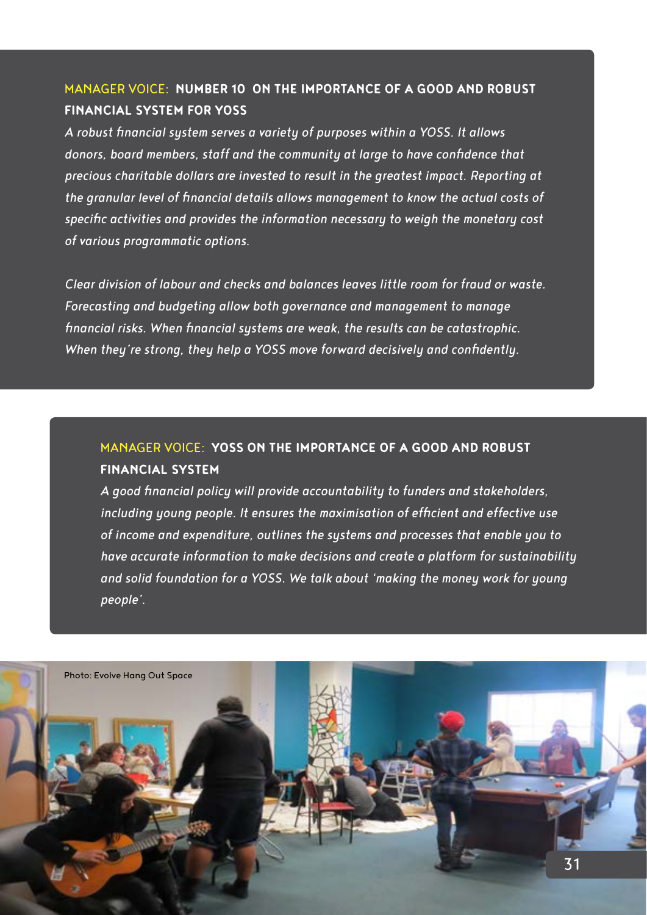### MANAGER VOICE: **NUMBER 10 ON THE IMPORTANCE OF A GOOD AND ROBUST FINANCIAL SYSTEM FOR YOSS**

*A robust financial system serves a variety of purposes within a YOSS. It allows donors, board members, staff and the community at large to have confidence that precious charitable dollars are invested to result in the greatest impact. Reporting at the granular level of financial details allows management to know the actual costs of specific activities and provides the information necessary to weigh the monetary cost of various programmatic options.*

*Clear division of labour and checks and balances leaves little room for fraud or waste. Forecasting and budgeting allow both governance and management to manage financial risks. When financial systems are weak, the results can be catastrophic. When they're strong, they help a YOSS move forward decisively and confidently.*

### MANAGER VOICE: **YOSS ON THE IMPORTANCE OF A GOOD AND ROBUST FINANCIAL SYSTEM**

*A good financial policy will provide accountability to funders and stakeholders, including young people. It ensures the maximisation of efficient and effective use of income and expenditure, outlines the systems and processes that enable you to have accurate information to make decisions and create a platform for sustainability and solid foundation for a YOSS. We talk about 'making the money work for young people'.*

Photo: Evolve Hang Out Space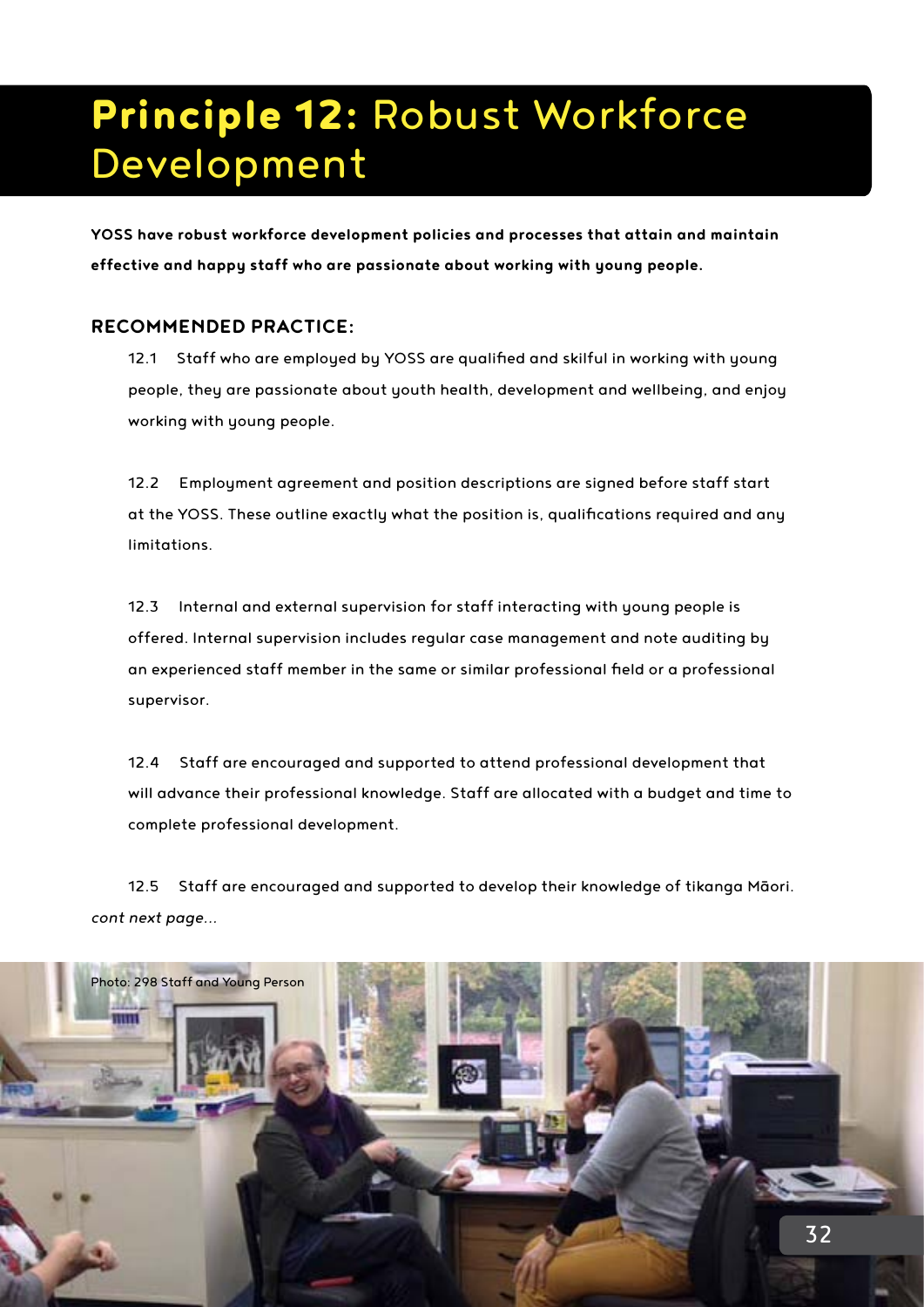# **Principle 12:** Robust Workforce Development

**YOSS have robust workforce development policies and processes that attain and maintain effective and happy staff who are passionate about working with young people.**

## RECOMMENDED PRACTICE:

12.1 Staff who are employed by YOSS are qualified and skilful in working with young people, they are passionate about youth health, development and wellbeing, and enjoy working with young people.

12.2 Employment agreement and position descriptions are signed before staff start at the YOSS. These outline exactly what the position is, qualifications required and any limitations.

12.3 Internal and external supervision for staff interacting with young people is offered. Internal supervision includes regular case management and note auditing by an experienced staff member in the same or similar professional field or a professional supervisor.

12.4 Staff are encouraged and supported to attend professional development that will advance their professional knowledge. Staff are allocated with a budget and time to complete professional development.

12.5 Staff are encouraged and supported to develop their knowledge of tikanga Māori.

*cont next page...*

Photo: 298 Staff and Young Person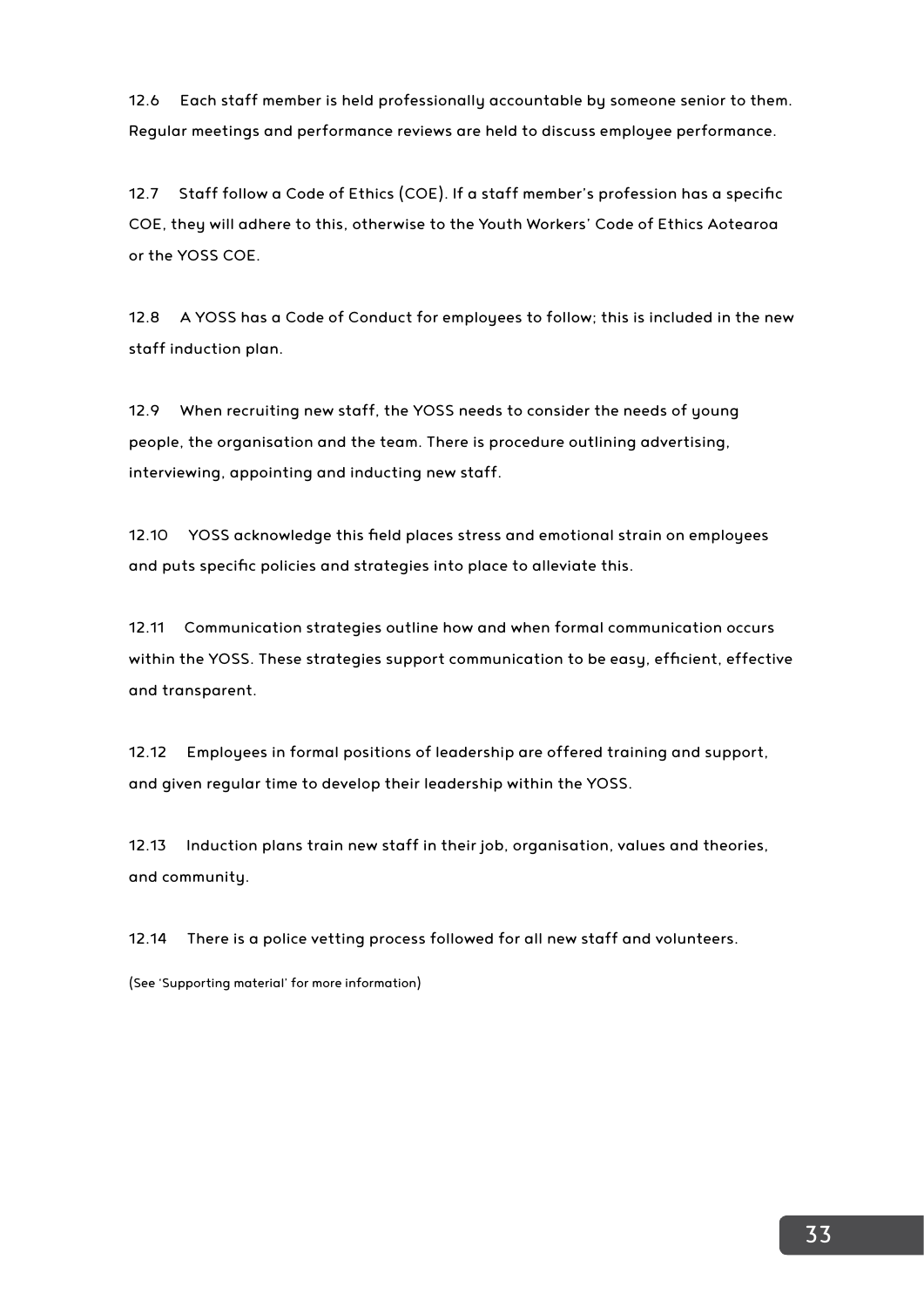12.6 Each staff member is held professionally accountable by someone senior to them. Regular meetings and performance reviews are held to discuss employee performance.

12.7 Staff follow a Code of Ethics (COE). If a staff member's profession has a specific COE, they will adhere to this, otherwise to the Youth Workers' Code of Ethics Aotearoa or the YOSS COE.

12.8 A YOSS has a Code of Conduct for employees to follow; this is included in the new staff induction plan.

12.9 When recruiting new staff, the YOSS needs to consider the needs of young people, the organisation and the team. There is procedure outlining advertising, interviewing, appointing and inducting new staff.

12.10 YOSS acknowledge this field places stress and emotional strain on employees and puts specific policies and strategies into place to alleviate this.

12.11 Communication strategies outline how and when formal communication occurs within the YOSS. These strategies support communication to be easy, efficient, effective and transparent.

12.12 Employees in formal positions of leadership are offered training and support, and given regular time to develop their leadership within the YOSS.

12.13 Induction plans train new staff in their job, organisation, values and theories, and community.

12.14 There is a police vetting process followed for all new staff and volunteers.

(See 'Supporting material' for more information)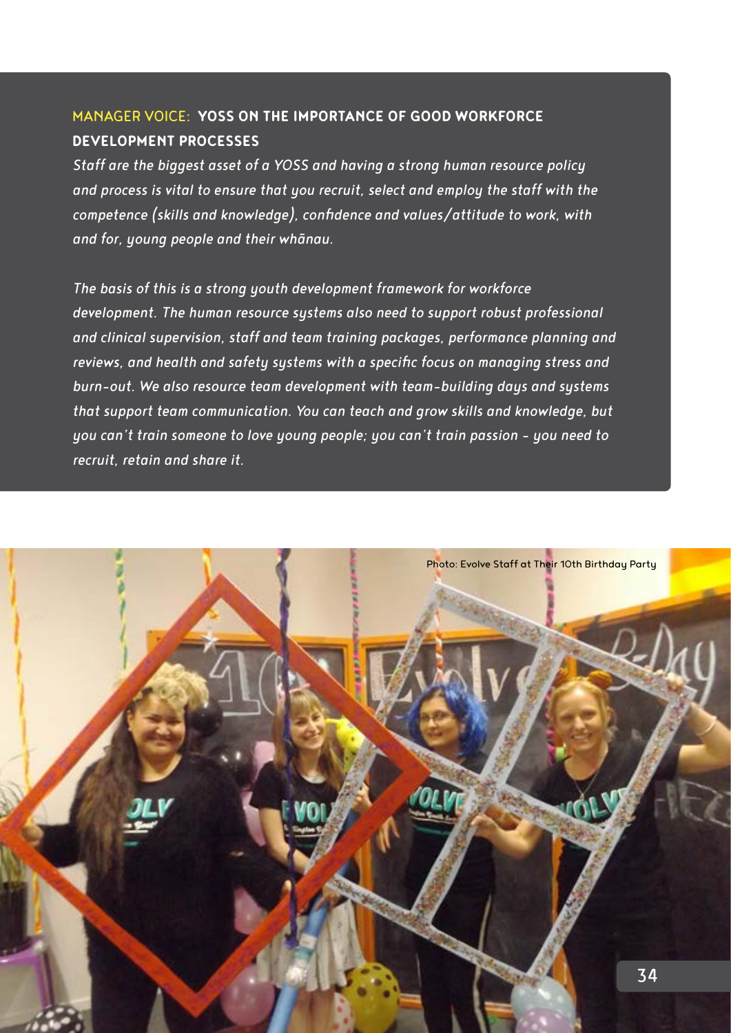### MANAGER VOICE: YOSS ON THE IMPORTANCE OF GOOD WORKFORCE DEVELOPMENT PROCESSES

*Staff are the biggest asset of a YOSS and having a strong human resource policy and process is vital to ensure that you recruit, select and employ the staff with the competence (skills and knowledge), confidence and values/attitude to work, with and for, young people and their whānau.*

*The basis of this is a strong youth development framework for workforce development. The human resource systems also need to support robust professional and clinical supervision, staff and team training packages, performance planning and reviews, and health and safety systems with a specific focus on managing stress and burn-out. We also resource team development with team-building days and systems that support team communication. You can teach and grow skills and knowledge, but you can't train someone to love young people; you can't train passion - you need to recruit, retain and share it.*

Photo: Evolve Staff at Their 10th Birthday Party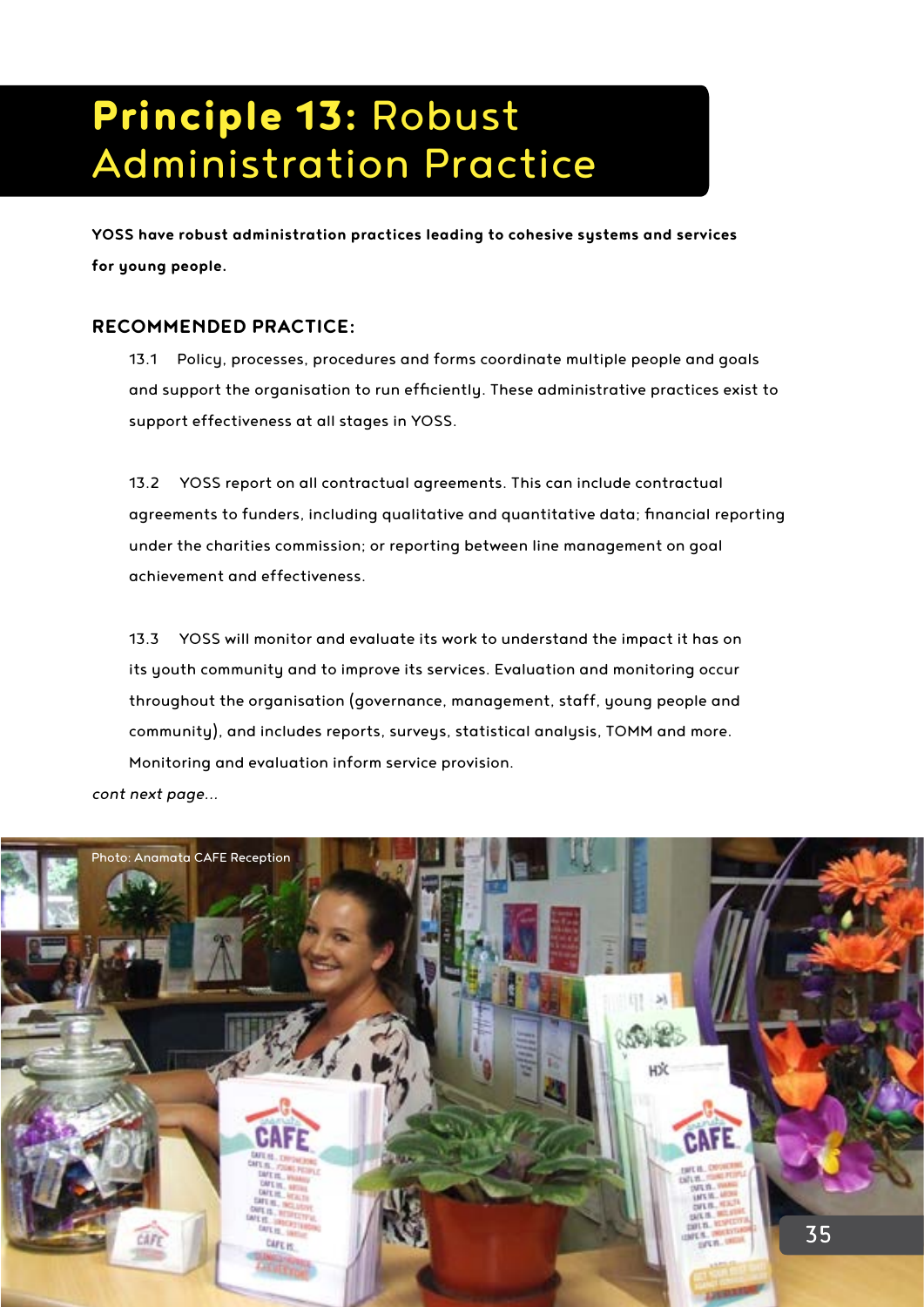# **Principle 13:** Robust Administration Practice

**YOSS have robust administration practices leading to cohesive systems and services for young people.**

## RECOMMENDED PRACTICE:

13.1 Policy, processes, procedures and forms coordinate multiple people and goals and support the organisation to run efficiently. These administrative practices exist to support effectiveness at all stages in YOSS.

13.2 YOSS report on all contractual agreements. This can include contractual agreements to funders, including qualitative and quantitative data; financial reporting under the charities commission; or reporting between line management on goal achievement and effectiveness.

13.3 YOSS will monitor and evaluate its work to understand the impact it has on its youth community and to improve its services. Evaluation and monitoring occur throughout the organisation (governance, management, staff, young people and community), and includes reports, surveys, statistical analysis, TOMM and more. Monitoring and evaluation inform service provision.

*cont next page...*

Photo: Anamata CAFE Reception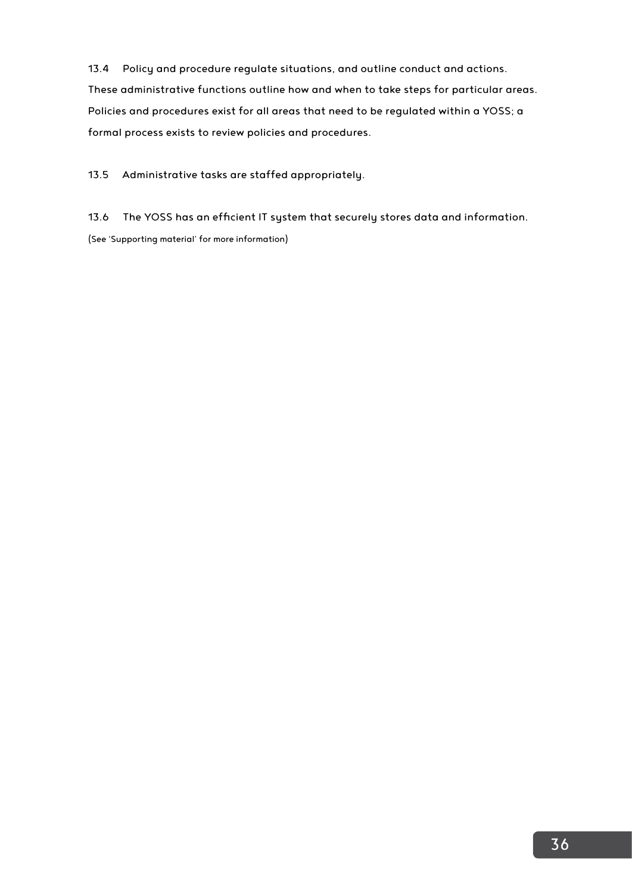13.4 Policy and procedure regulate situations, and outline conduct and actions. These administrative functions outline how and when to take steps for particular areas. Policies and procedures exist for all areas that need to be regulated within a YOSS; a formal process exists to review policies and procedures.

13.5 Administrative tasks are staffed appropriately.

13.6 The YOSS has an efficient IT system that securely stores data and information.

(See 'Supporting material' for more information)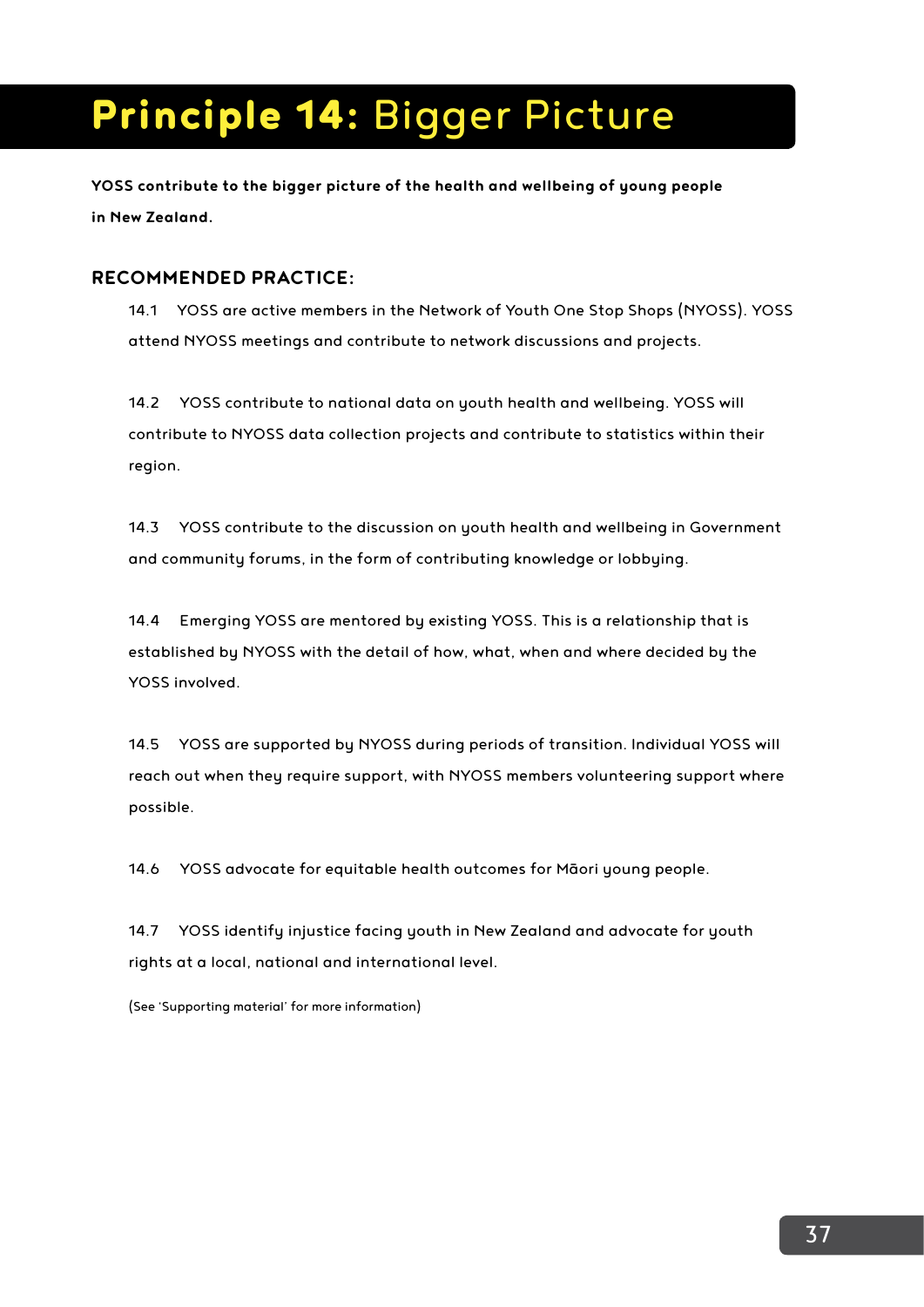# **Principle 14:** Bigger Picture

**YOSS contribute to the bigger picture of the health and wellbeing of young people in New Zealand.**

## RECOMMENDED PRACTICE:

14.1 YOSS are active members in the Network of Youth One Stop Shops (NYOSS). YOSS attend NYOSS meetings and contribute to network discussions and projects.

14.2 YOSS contribute to national data on youth health and wellbeing. YOSS will contribute to NYOSS data collection projects and contribute to statistics within their region.

14.3 YOSS contribute to the discussion on youth health and wellbeing in Government and community forums, in the form of contributing knowledge or lobbying.

14.4 Emerging YOSS are mentored by existing YOSS. This is a relationship that is established by NYOSS with the detail of how, what, when and where decided by the YOSS involved.

14.5 YOSS are supported by NYOSS during periods of transition. Individual YOSS will reach out when they require support, with NYOSS members volunteering support where possible.

14.6 YOSS advocate for equitable health outcomes for Māori young people.

14.7 YOSS identify injustice facing youth in New Zealand and advocate for youth rights at a local, national and international level.

(See 'Supporting material' for more information)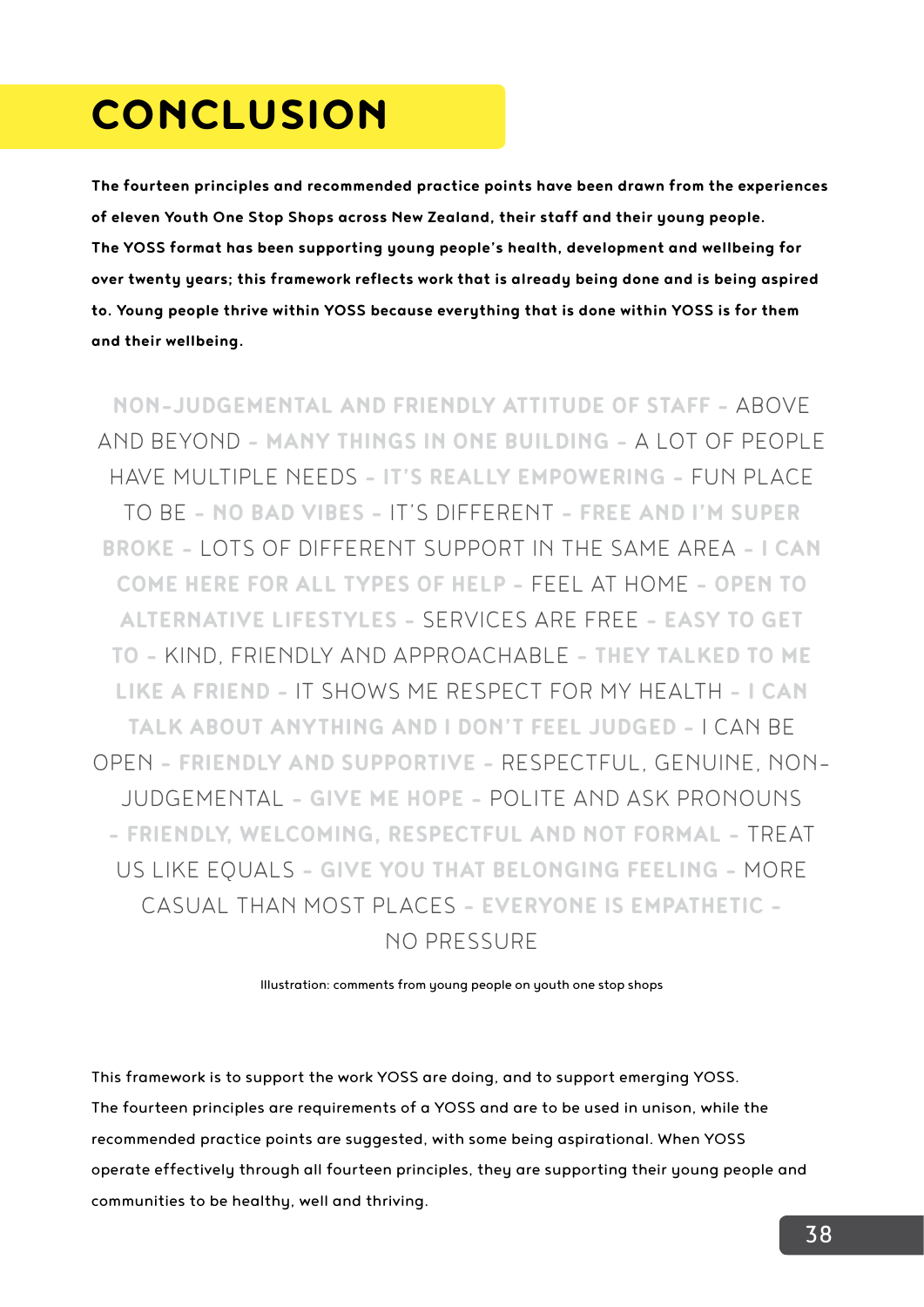# CONCLUSION

**The fourteen principles and recommended practice points have been drawn from the experiences of eleven Youth One Stop Shops across New Zealand, their staff and their young people. The YOSS format has been supporting young people's health, development and wellbeing for over twenty years; this framework reflects work that is already being done and is being aspired to. Young people thrive within YOSS because everything that is done within YOSS is for them and their wellbeing.**

**NON-JUDGEMENTAL AND FRIENDLY ATTITUDE OF STAFF** – ABOVE AND BEYOND – **MANY THINGS IN ONE BUILDING** – A LOT OF PEOPLE HAVE MULTIPLE NEEDS – **IT'S REALLY EMPOWERING** – FUN PLACE TO BE – **NO BAD VIBES** – IT'S DIFFERENT – **FREE AND I'M SUPER BROKE** – LOTS OF DIFFERENT SUPPORT IN THE SAME AREA – **I CAN COME HERE FOR ALL TYPES OF HELP** – FEEL AT HOME – **OPEN TO ALTERNATIVE LIFESTYLES** – SERVICES ARE FREE – **EASY TO GET TO** – KIND, FRIENDLY AND APPROACHABLE – **THEY TALKED TO ME LIKE A FRIEND** – IT SHOWS ME RESPECT FOR MY HEALTH – **I CAN TALK ABOUT ANYTHING AND I DON'T FEEL JUDGED** – I CAN BE OPEN – **FRIENDLY AND SUPPORTIVE** – RESPECTFUL, GENUINE, NON-JUDGEMENTAL – **GIVE ME HOPE** – POLITE AND ASK PRONOUNS – **FRIENDLY, WELCOMING, RESPECTFUL AND NOT FORMAL** – TREAT US LIKE EQUALS – **GIVE YOU THAT BELONGING FEELING** – MORE CASUAL THAN MOST PLACES – **EVERYONE IS EMPATHETIC** – NO PRESSURE

Illustration: comments from young people on youth one stop shops

This framework is to support the work YOSS are doing, and to support emerging YOSS. The fourteen principles are requirements of a YOSS and are to be used in unison, while the recommended practice points are suggested, with some being aspirational. When YOSS operate effectively through all fourteen principles, they are supporting their young people and communities to be healthy, well and thriving.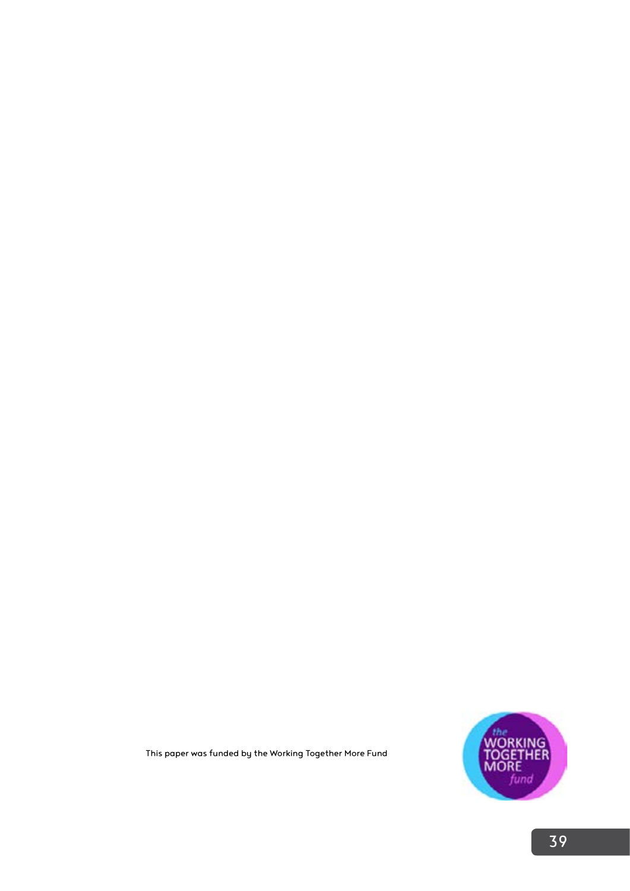This paper was funded by the Working Together More Fund